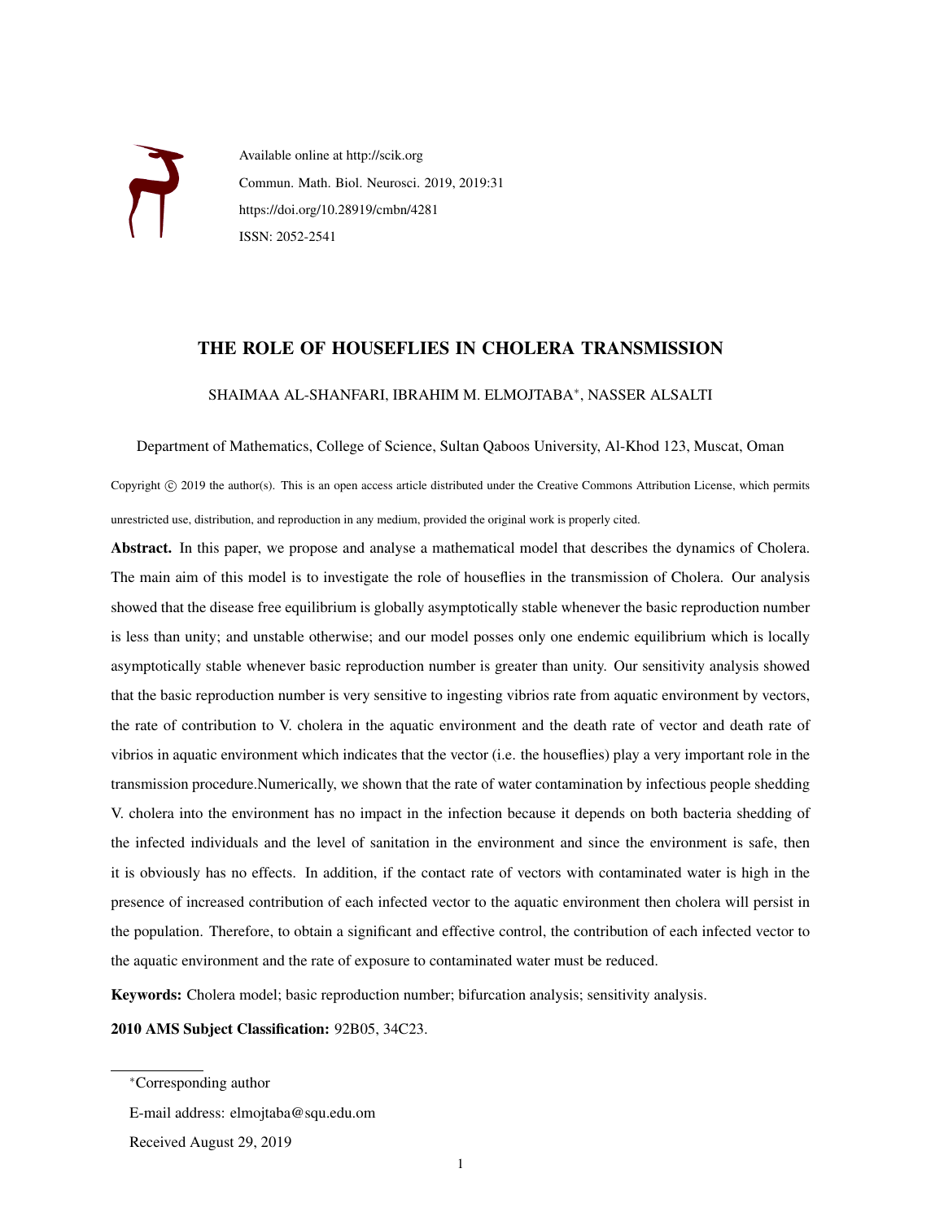Available online at http://scik.org

Commun. Math. Biol. Neurosci. 2019, 2019:31

https://doi.org/10.28919/cmbn/4281

ISSN: 2052-2541

# THE ROLE OF HOUSEFLIES IN CHOLERA TRANSMISSION

SHAIMAA AL-SHANFARI, IBRAHIM M. ELMOJTABA*, NASSER ALSALTI

Department of Mathematics, College of Science, Sultan Qaboos University, Al-Khod 123, Muscat, Oman

Copyright © 2019 the author(s). This is an open access article distributed under the Creative Commons Attribution License, which permits unrestricted use, distribution, and reproduction in any medium, provided the original work is properly cited.

**Abstract.** In this paper, we propose and analyse a mathematical model that describes the dynamics of Cholera. The main aim of this model is to investigate the role of houseflies in the transmission of Cholera. Our analysis showed that the disease free equilibrium is globally asymptotically stable whenever the basic reproduction number is less than unity; and unstable otherwise; and our model posses only one endemic equilibrium which is locally asymptotically stable whenever basic reproduction number is greater than unity. Our sensitivity analysis showed that the basic reproduction number is very sensitive to ingesting vibrios rate from aquatic environment by vectors, the rate of contribution to V. cholera in the aquatic environment and the death rate of vector and death rate of vibrios in aquatic environment which indicates that the vector (i.e. the houseflies) play a very important role in the transmission procedure.Numerically, we shown that the rate of water contamination by infectious people shedding V. cholera into the environment has no impact in the infection because it depends on both bacteria shedding of the infected individuals and the level of sanitation in the environment and since the environment is safe, then it is obviously has no effects. In addition, if the contact rate of vectors with contaminated water is high in the presence of increased contribution of each infected vector to the aquatic environment then cholera will persist in the population. Therefore, to obtain a significant and effective control, the contribution of each infected vector to the aquatic environment and the rate of exposure to contaminated water must be reduced.

**Keywords:** Cholera model; basic reproduction number; bifurcation analysis; sensitivity analysis.

**2010 AMS Subject Classification:** 92B05, 34C23.

*Corresponding author

E-mail address: elmojtaba@squ.edu.om

Received August 29, 2019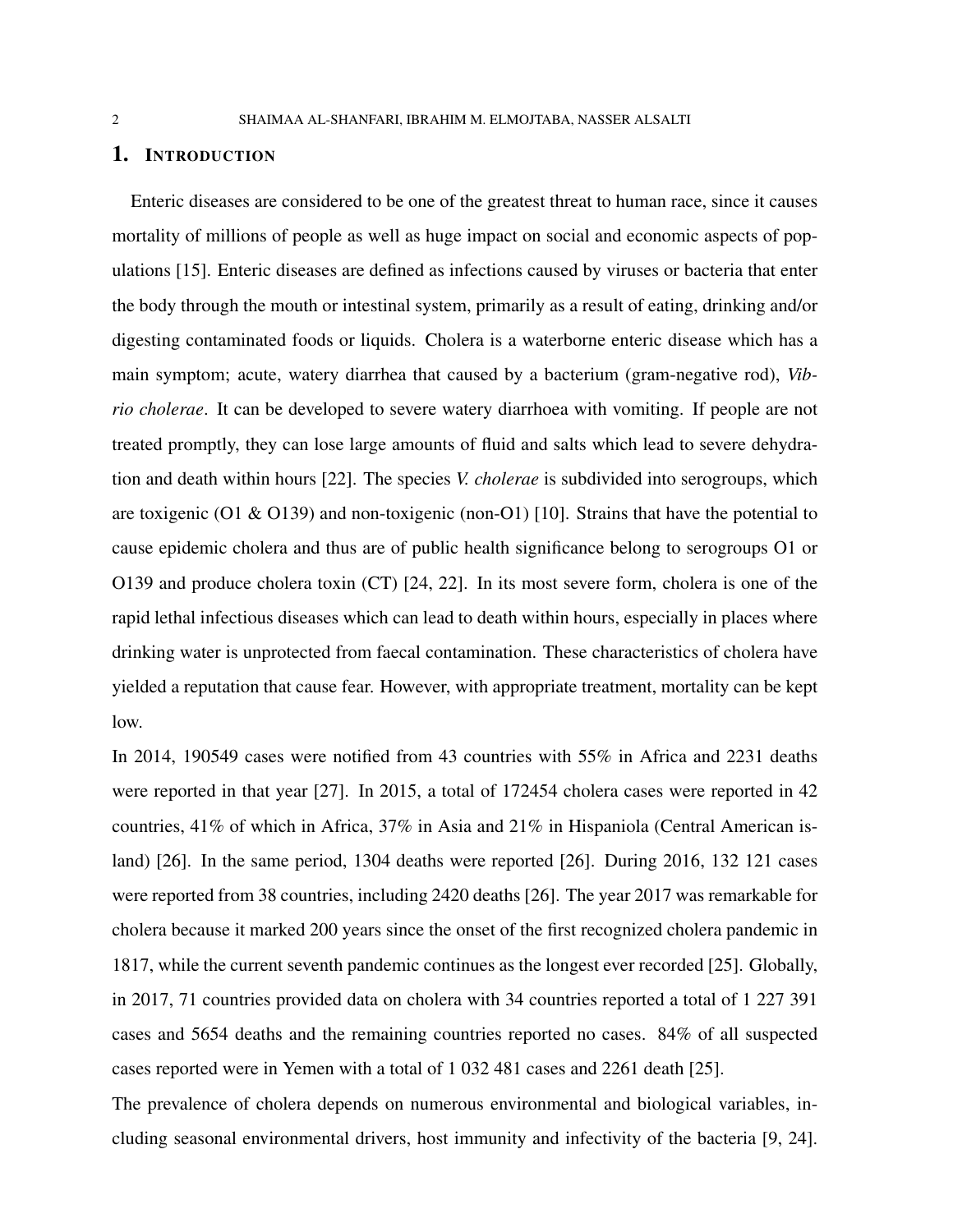# 1. Introduction

Enteric diseases are considered to be one of the greatest threat to human race, since it causes mortality of millions of people as well as huge impact on social and economic aspects of populations [15]. Enteric diseases are defined as infections caused by viruses or bacteria that enter the body through the mouth or intestinal system, primarily as a result of eating, drinking and/or digesting contaminated foods or liquids. Cholera is a waterborne enteric disease which has a main symptom; acute, watery diarrhea that caused by a bacterium (gram-negative rod), *Vibrio cholerae*. It can be developed to severe watery diarrhoea with vomiting. If people are not treated promptly, they can lose large amounts of fluid and salts which lead to severe dehydration and death within hours [22]. The species *V. cholerae* is subdivided into serogroups, which are toxigenic (O1 & O139) and non-toxigenic (non-O1) [10]. Strains that have the potential to cause epidemic cholera and thus are of public health significance belong to serogroups O1 or O139 and produce cholera toxin (CT) [24, 22]. In its most severe form, cholera is one of the rapid lethal infectious diseases which can lead to death within hours, especially in places where drinking water is unprotected from faecal contamination. These characteristics of cholera have yielded a reputation that cause fear. However, with appropriate treatment, mortality can be kept low.

In 2014, 190549 cases were notified from 43 countries with 55% in Africa and 2231 deaths were reported in that year [27]. In 2015, a total of 172454 cholera cases were reported in 42 countries, 41% of which in Africa, 37% in Asia and 21% in Hispaniola (Central American island) [26]. In the same period, 1304 deaths were reported [26]. During 2016, 132 121 cases were reported from 38 countries, including 2420 deaths [26]. The year 2017 was remarkable for cholera because it marked 200 years since the onset of the first recognized cholera pandemic in 1817, while the current seventh pandemic continues as the longest ever recorded [25]. Globally, in 2017, 71 countries provided data on cholera with 34 countries reported a total of 1 227 391 cases and 5654 deaths and the remaining countries reported no cases. 84% of all suspected cases reported were in Yemen with a total of 1 032 481 cases and 2261 death [25].

The prevalence of cholera depends on numerous environmental and biological variables, including seasonal environmental drivers, host immunity and infectivity of the bacteria [9, 24].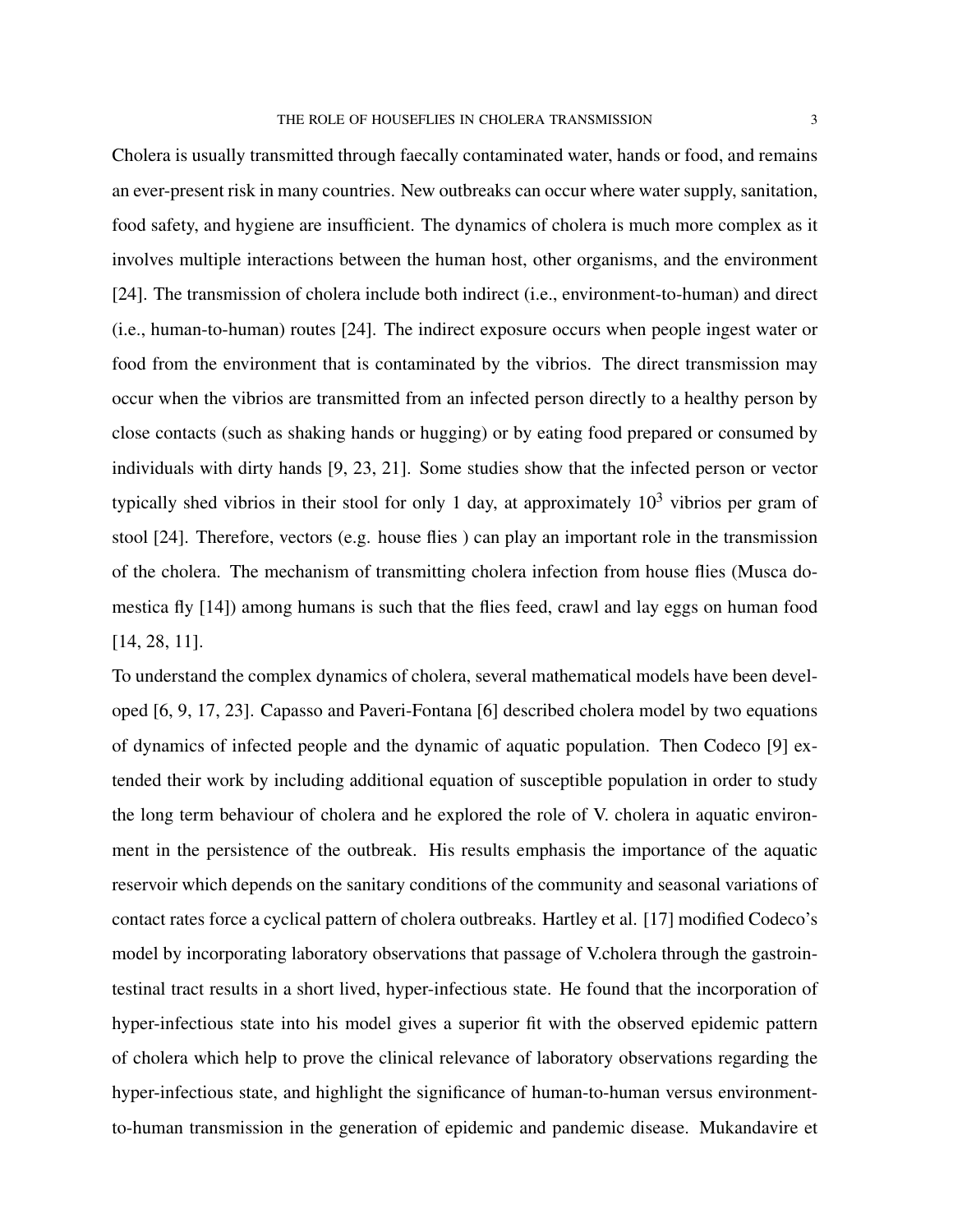Cholera is usually transmitted through faecally contaminated water, hands or food, and remains an ever-present risk in many countries. New outbreaks can occur where water supply, sanitation, food safety, and hygiene are insufficient. The dynamics of cholera is much more complex as it involves multiple interactions between the human host, other organisms, and the environment [24]. The transmission of cholera include both indirect (i.e., environment-to-human) and direct (i.e., human-to-human) routes [24]. The indirect exposure occurs when people ingest water or food from the environment that is contaminated by the vibrios. The direct transmission may occur when the vibrios are transmitted from an infected person directly to a healthy person by close contacts (such as shaking hands or hugging) or by eating food prepared or consumed by individuals with dirty hands [9, 23, 21]. Some studies show that the infected person or vector typically shed vibrios in their stool for only 1 day, at approximately $10^3$ vibrios per gram of stool [24]. Therefore, vectors (e.g. house flies ) can play an important role in the transmission of the cholera. The mechanism of transmitting cholera infection from house flies (Musca domestica fly [14]) among humans is such that the flies feed, crawl and lay eggs on human food [14, 28, 11].

To understand the complex dynamics of cholera, several mathematical models have been developed [6, 9, 17, 23]. Capasso and Paveri-Fontana [6] described cholera model by two equations of dynamics of infected people and the dynamic of aquatic population. Then Codeco [9] extended their work by including additional equation of susceptible population in order to study the long term behaviour of cholera and he explored the role of V. cholera in aquatic environment in the persistence of the outbreak. His results emphasis the importance of the aquatic reservoir which depends on the sanitary conditions of the community and seasonal variations of contact rates force a cyclical pattern of cholera outbreaks. Hartley et al. [17] modified Codeco's model by incorporating laboratory observations that passage of V.cholera through the gastrointestinal tract results in a short lived, hyper-infectious state. He found that the incorporation of hyper-infectious state into his model gives a superior fit with the observed epidemic pattern of cholera which help to prove the clinical relevance of laboratory observations regarding the hyper-infectious state, and highlight the significance of human-to-human versus environment-to-human transmission in the generation of epidemic and pandemic disease. Mukandavire et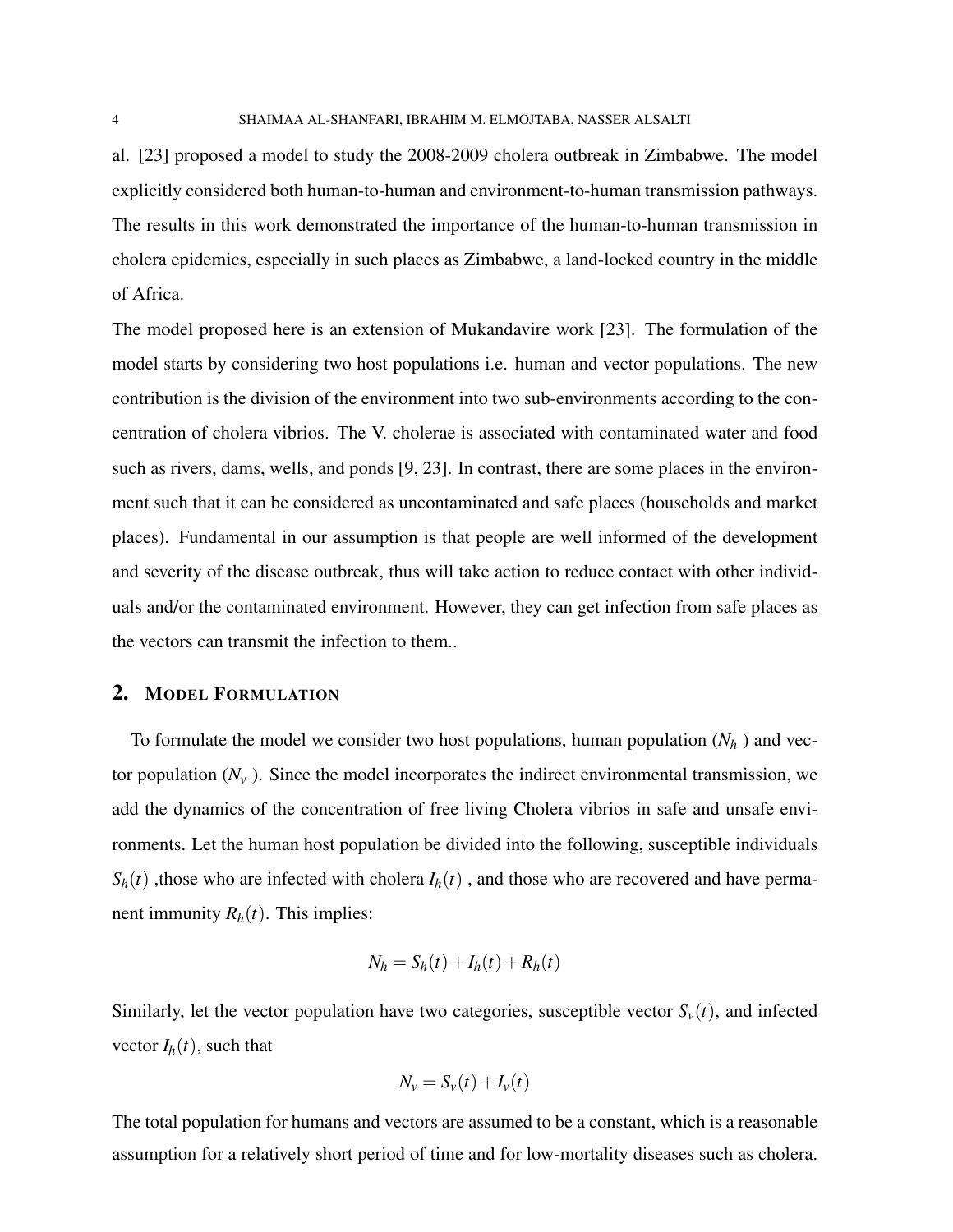al. [23] proposed a model to study the 2008-2009 cholera outbreak in Zimbabwe. The model explicitly considered both human-to-human and environment-to-human transmission pathways. The results in this work demonstrated the importance of the human-to-human transmission in cholera epidemics, especially in such places as Zimbabwe, a land-locked country in the middle of Africa.

The model proposed here is an extension of Mukandavire work [23]. The formulation of the model starts by considering two host populations i.e. human and vector populations. The new contribution is the division of the environment into two sub-environments according to the concentration of cholera vibrios. The V. cholerae is associated with contaminated water and food such as rivers, dams, wells, and ponds [9, 23]. In contrast, there are some places in the environment such that it can be considered as uncontaminated and safe places (households and market places). Fundamental in our assumption is that people are well informed of the development and severity of the disease outbreak, thus will take action to reduce contact with other individuals and/or the contaminated environment. However, they can get infection from safe places as the vectors can transmit the infection to them..

## 2. MODEL FORMULATION

To formulate the model we consider two host populations, human population ($N_h$ ) and vector population ($N_v$ ). Since the model incorporates the indirect environmental transmission, we add the dynamics of the concentration of free living Cholera vibrios in safe and unsafe environments. Let the human host population be divided into the following, susceptible individuals $S_h(t)$ ,those who are infected with cholera $I_h(t)$ , and those who are recovered and have permanent immunity $R_h(t)$. This implies:

$$N_h = S_h(t) + I_h(t) + R_h(t)$$

Similarly, let the vector population have two categories, susceptible vector $S_v(t)$, and infected vector $I_h(t)$, such that

$$N_v = S_v(t) + I_v(t)$$

The total population for humans and vectors are assumed to be a constant, which is a reasonable assumption for a relatively short period of time and for low-mortality diseases such as cholera.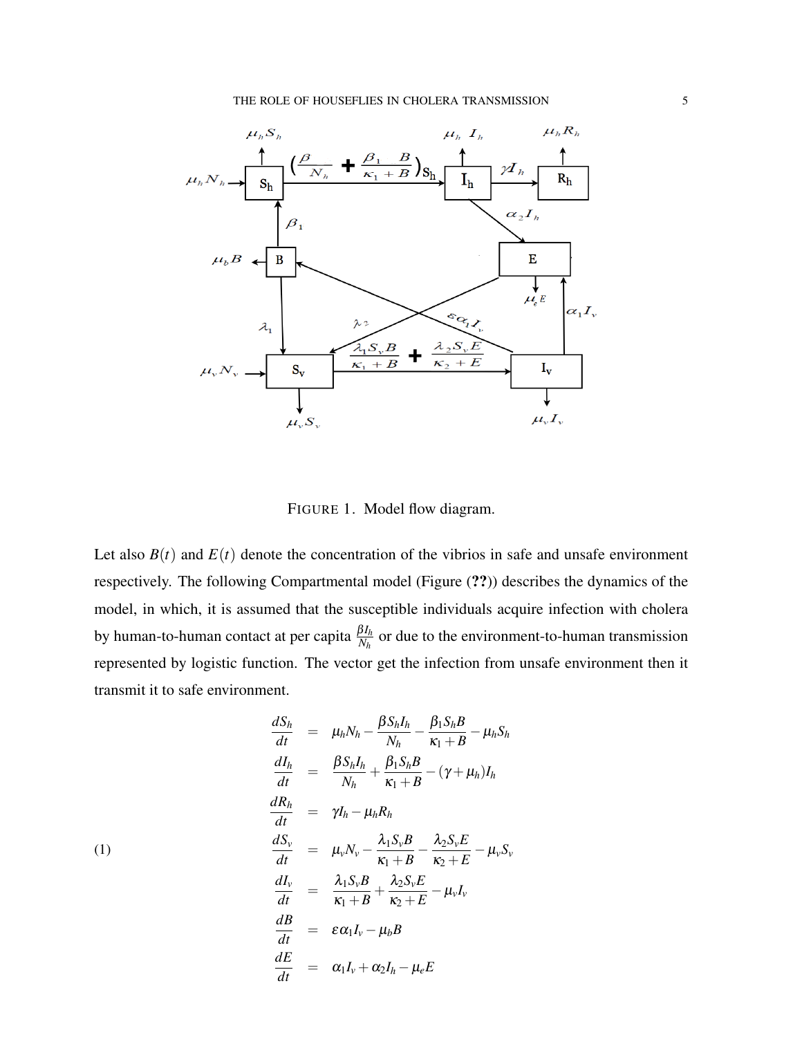FIGURE 1. Model flow diagram.

Let also $B(t)$ and $E(t)$ denote the concentration of the vibrios in safe and unsafe environment respectively. The following Compartmental model (Figure (**??**)) describes the dynamics of the model, in which, it is assumed that the susceptible individuals acquire infection with cholera by human-to-human contact at per capita $\frac{\beta I_h}{N_h}$ or due to the environment-to-human transmission represented by logistic function. The vector get the infection from unsafe environment then it transmit it to safe environment.

$$
\begin{aligned}
\frac{dS_h}{dt} &= \mu_h N_h - \frac{\beta S_h I_h}{N_h} - \frac{\beta_1 S_h B}{\kappa_1 + B} - \mu_h S_h \\
\frac{dI_h}{dt} &= \frac{\beta S_h I_h}{N_h} + \frac{\beta_1 S_h B}{\kappa_1 + B} - (\gamma + \mu_h) I_h \\
\frac{dR_h}{dt} &= \gamma I_h - \mu_h R_h \\
\frac{dS_v}{dt} &= \mu_v N_v - \frac{\lambda_1 S_v B}{\kappa_1 + B} - \frac{\lambda_2 S_v E}{\kappa_2 + E} - \mu_v S_v \\
\frac{dI_v}{dt} &= \frac{\lambda_1 S_v B}{\kappa_1 + B} + \frac{\lambda_2 S_v E}{\kappa_2 + E} - \mu_v I_v \\
\frac{dB}{dt} &= \varepsilon \alpha_1 I_v - \mu_b B \\
\frac{dE}{dt} &= \alpha_1 I_v + \alpha_2 I_h - \mu_e E
\end{aligned}
\tag{1}
$$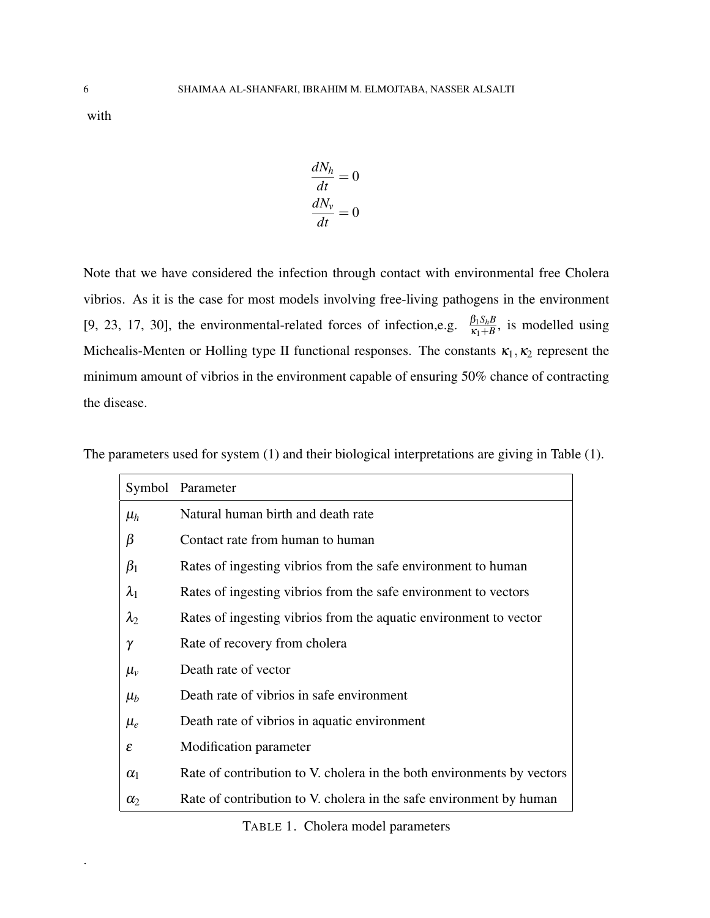with

$$
\begin{aligned}
\frac{dN_h}{dt} &= 0 \\
\frac{dN_v}{dt} &= 0
\end{aligned}
$$

Note that we have considered the infection through contact with environmental free Cholera vibrios. As it is the case for most models involving free-living pathogens in the environment [9, 23, 17, 30], the environmental-related forces of infection,e.g. $\frac{\beta_1 S_h B}{\kappa_1 + B}$, is modelled using Michealis-Menten or Holling type II functional responses. The constants $\kappa_1, \kappa_2$ represent the minimum amount of vibrios in the environment capable of ensuring 50% chance of contracting the disease.

The parameters used for system (1) and their biological interpretations are giving in Table (1).

| Symbol | Parameter |
|---|---|
| $\mu_h$ | Natural human birth and death rate |
| $\beta$ | Contact rate from human to human |
| $\beta_1$ | Rates of ingesting vibrios from the safe environment to human |
| $\lambda_1$ | Rates of ingesting vibrios from the safe environment to vectors |
| $\lambda_2$ | Rates of ingesting vibrios from the aquatic environment to vector |
| $\gamma$ | Rate of recovery from cholera |
| $\mu_v$ | Death rate of vector |
| $\mu_b$ | Death rate of vibrios in safe environment |
| $\mu_e$ | Death rate of vibrios in aquatic environment |
| $\varepsilon$ | Modification parameter |
| $\alpha_1$ | Rate of contribution to V. cholera in the both environments by vectors |
| $\alpha_2$ | Rate of contribution to V. cholera in the safe environment by human |

TABLE 1. Cholera model parameters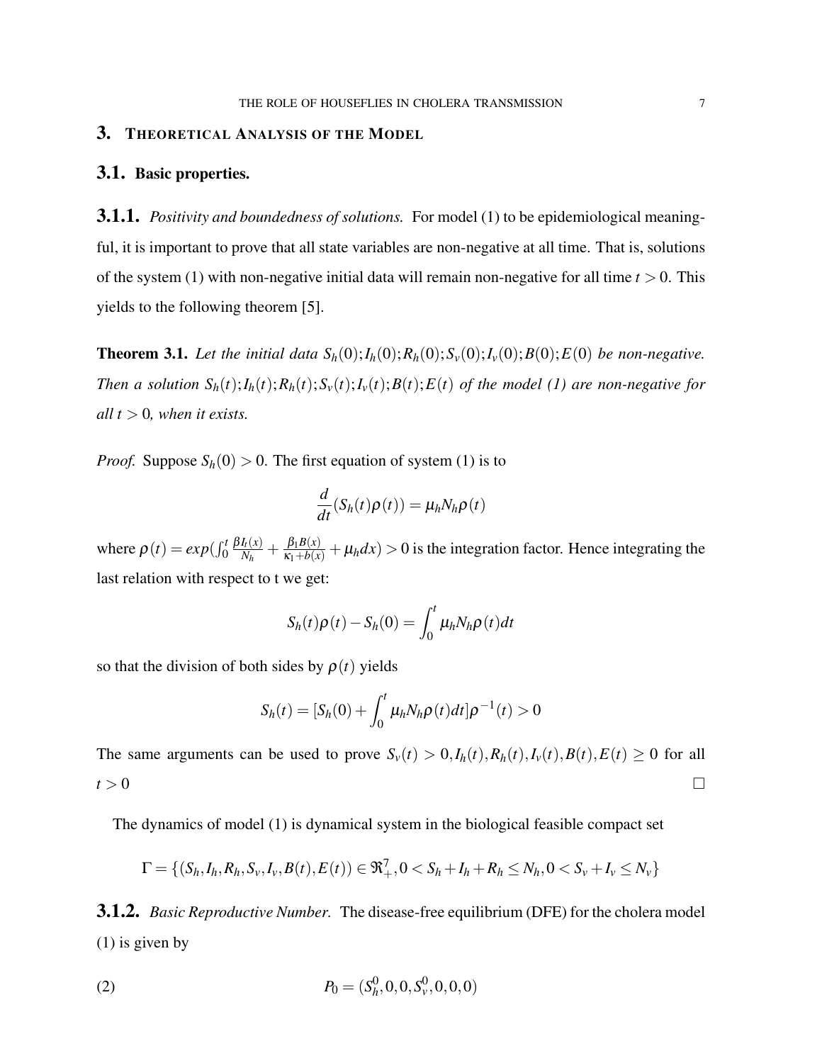## 3. Theoretical Analysis of the Model

### 3.1. Basic properties.

**3.1.1.** *Positivity and boundedness of solutions.* For model (1) to be epidemiological meaningful, it is important to prove that all state variables are non-negative at all time. That is, solutions of the system (1) with non-negative initial data will remain non-negative for all time $t > 0$. This yields to the following theorem [5].

**Theorem 3.1.** *Let the initial data $S_h(0); I_h(0); R_h(0); S_v(0); I_v(0); B(0); E(0)$ be non-negative. Then a solution $S_h(t); I_h(t); R_h(t); S_v(t); I_v(t); B(t); E(t)$ of the model (1) are non-negative for all $t > 0$, when it exists.*

*Proof.* Suppose $S_h(0) > 0$. The first equation of system (1) is to

$$\frac{d}{dt}(S_h(t)\rho(t)) = \mu_h N_h \rho(t)$$

where $\rho(t) = exp(\int_0^t \frac{\beta I_t(x)}{N_h} + \frac{\beta_1 B(x)}{\kappa_1 + b(x)} + \mu_h dx) > 0$ is the integration factor. Hence integrating the last relation with respect to t we get:

$$S_h(t)\rho(t) - S_h(0) = \int_0^t \mu_h N_h \rho(t) dt$$

so that the division of both sides by $\rho(t)$ yields

$$S_h(t) = [S_h(0) + \int_0^t \mu_h N_h \rho(t) dt]\rho^{-1}(t) > 0$$

The same arguments can be used to prove $S_v(t) > 0, I_h(t), R_h(t), I_v(t), B(t), E(t) \geq 0$ for all $t > 0$ □

The dynamics of model (1) is dynamical system in the biological feasible compact set

$$\Gamma = \{(S_h, I_h, R_h, S_v, I_v, B(t), E(t)) \in \Re_+^7, 0 < S_h + I_h + R_h \leq N_h, 0 < S_v + I_v \leq N_v\}$$

**3.1.2.** *Basic Reproductive Number.* The disease-free equilibrium (DFE) for the cholera model (1) is given by

$$P_0 = (S_h^0, 0, 0, S_v^0, 0, 0, 0) \tag{2}$$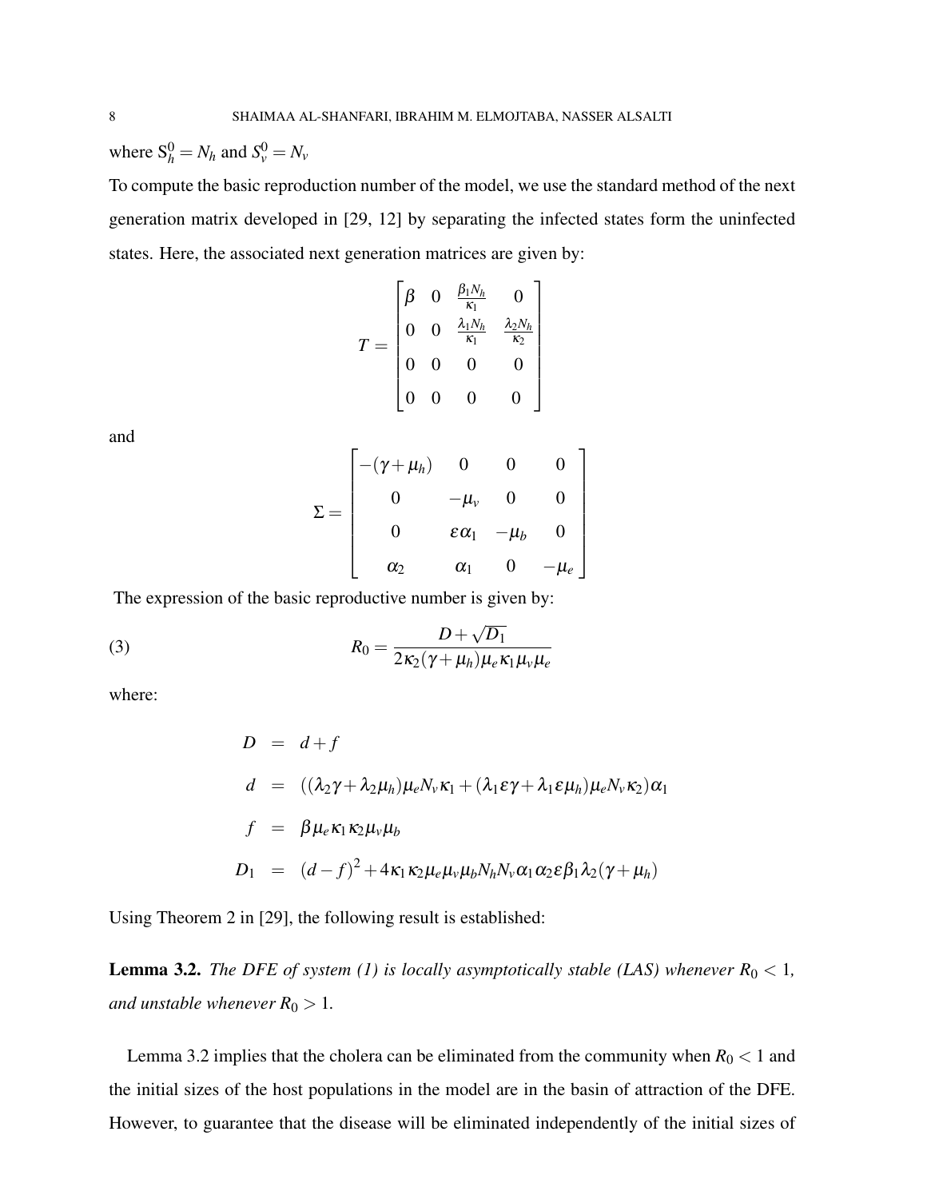where $S_h^0 = N_h$ and $S_v^0 = N_v$

To compute the basic reproduction number of the model, we use the standard method of the next generation matrix developed in [29, 12] by separating the infected states form the uninfected states. Here, the associated next generation matrices are given by:

$$T = \begin{bmatrix} \beta & 0 & \frac{\beta_1 N_h}{\kappa_1} & 0 \\ 0 & 0 & \frac{\lambda_1 N_h}{\kappa_1} & \frac{\lambda_2 N_h}{\kappa_2} \\ 0 & 0 & 0 & 0 \\ 0 & 0 & 0 & 0 \end{bmatrix}$$

and

$$\Sigma = \begin{bmatrix} -(\gamma+\mu_h) & 0 & 0 & 0 \\ 0 & -\mu_v & 0 & 0 \\ 0 & \varepsilon\alpha_1 & -\mu_b & 0 \\ \alpha_2 & \alpha_1 & 0 & -\mu_e \end{bmatrix}$$

The expression of the basic reproductive number is given by:

$$R_0 = \frac{D + \sqrt{D_1}}{2\kappa_2(\gamma+\mu_h)\mu_e\kappa_1\mu_v\mu_e} \tag{3}$$

where:

$$\begin{aligned}
D &= d + f \\
d &= ((\lambda_2\gamma + \lambda_2\mu_h)\mu_e N_v \kappa_1 + (\lambda_1\varepsilon\gamma + \lambda_1\varepsilon\mu_h)\mu_e N_v \kappa_2)\alpha_1 \\
f &= \beta\mu_e\kappa_1\kappa_2\mu_v\mu_b \\
D_1 &= (d-f)^2 + 4\kappa_1\kappa_2\mu_e\mu_v\mu_b N_h N_v \alpha_1\alpha_2\varepsilon\beta_1\lambda_2(\gamma+\mu_h)
\end{aligned}$$

Using Theorem 2 in [29], the following result is established:

**Lemma 3.2.** *The DFE of system (1) is locally asymptotically stable (LAS) whenever $R_0 < 1$, and unstable whenever $R_0 > 1$.*

Lemma 3.2 implies that the cholera can be eliminated from the community when $R_0 < 1$ and the initial sizes of the host populations in the model are in the basin of attraction of the DFE. However, to guarantee that the disease will be eliminated independently of the initial sizes of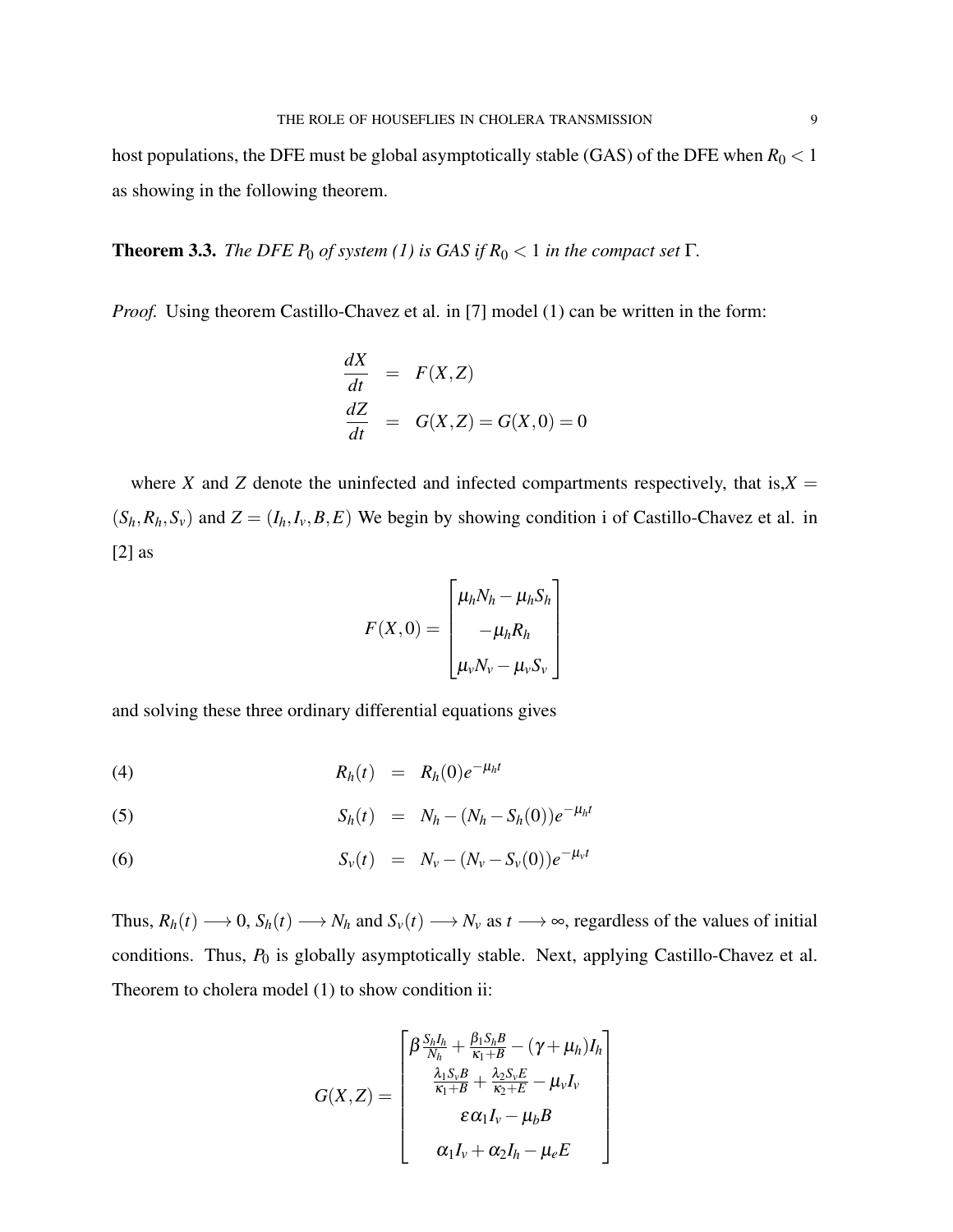host populations, the DFE must be global asymptotically stable (GAS) of the DFE when $R_0 < 1$ as showing in the following theorem.

**Theorem 3.3.** *The DFE $P_0$ of system (1) is GAS if $R_0 < 1$ in the compact set $\Gamma$.*

*Proof.* Using theorem Castillo-Chavez et al. in [7] model (1) can be written in the form:

$$
\begin{aligned}
\frac{dX}{dt} &= F(X,Z) \\
\frac{dZ}{dt} &= G(X,Z) = G(X,0) = 0
\end{aligned}
$$

where $X$ and $Z$ denote the uninfected and infected compartments respectively, that is,$X = (S_h, R_h, S_v)$ and $Z = (I_h, I_v, B, E)$ We begin by showing condition i of Castillo-Chavez et al. in [2] as

$$
F(X,0) = \begin{bmatrix} \mu_h N_h - \mu_h S_h \\ -\mu_h R_h \\ \mu_v N_v - \mu_v S_v \end{bmatrix}
$$

and solving these three ordinary differential equations gives

$$
R_h(t) = R_h(0)e^{-\mu_h t} \tag{4}
$$

$$
S_h(t) = N_h - (N_h - S_h(0))e^{-\mu_h t} \tag{5}
$$

$$
S_v(t) = N_v - (N_v - S_v(0))e^{-\mu_v t} \tag{6}
$$

Thus, $R_h(t) \longrightarrow 0$, $S_h(t) \longrightarrow N_h$ and $S_v(t) \longrightarrow N_v$ as $t \longrightarrow \infty$, regardless of the values of initial conditions. Thus, $P_0$ is globally asymptotically stable. Next, applying Castillo-Chavez et al. Theorem to cholera model (1) to show condition ii:

$$
G(X,Z) = \begin{bmatrix} \beta \frac{S_h I_h}{N_h} + \frac{\beta_1 S_h B}{\kappa_1 + B} - (\gamma + \mu_h) I_h \\ \frac{\lambda_1 S_v B}{\kappa_1 + B} + \frac{\lambda_2 S_v E}{\kappa_2 + E} - \mu_v I_v \\ \varepsilon \alpha_1 I_v - \mu_b B \\ \alpha_1 I_v + \alpha_2 I_h - \mu_e E \end{bmatrix}
$$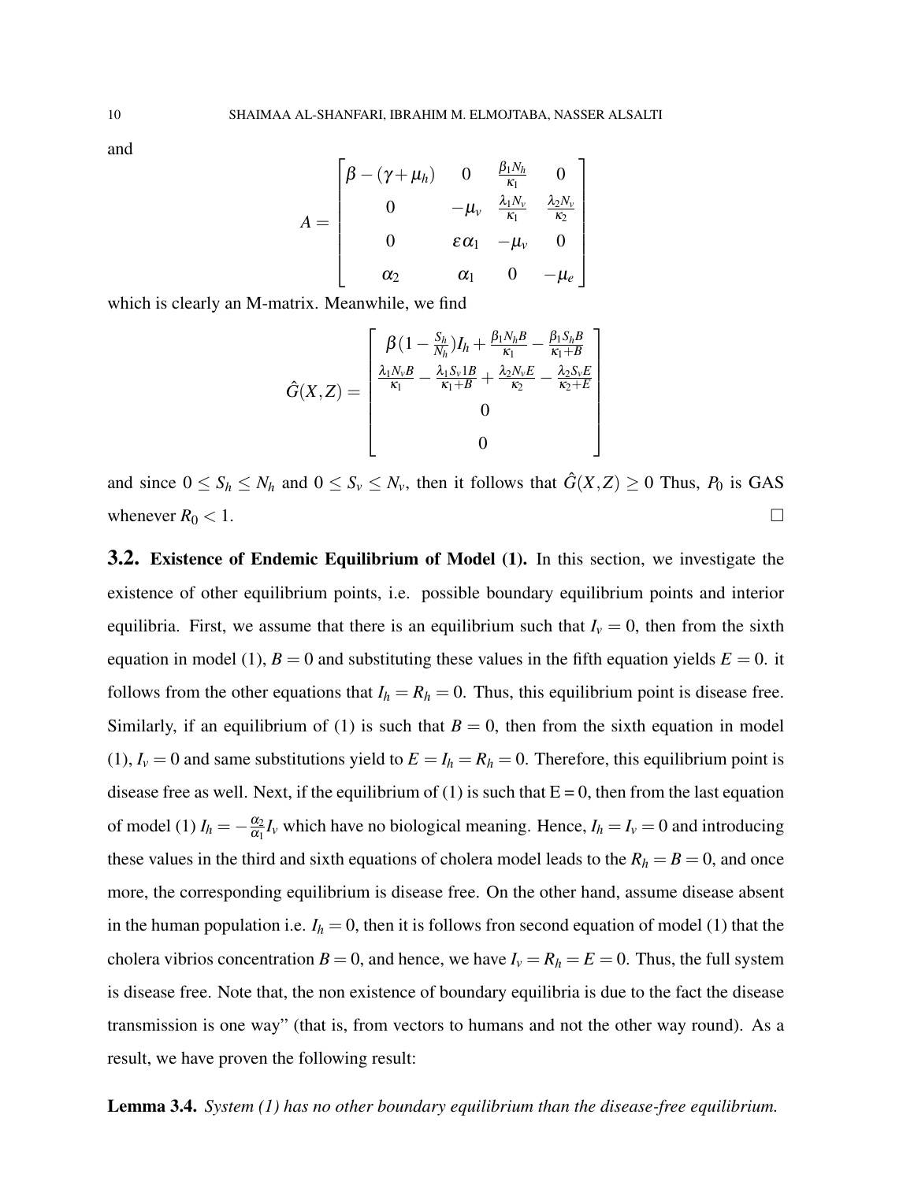and

$$A = \begin{bmatrix} \beta - (\gamma + \mu_h) & 0 & \frac{\beta_1 N_h}{\kappa_1} & 0 \\ 0 & -\mu_v & \frac{\lambda_1 N_v}{\kappa_1} & \frac{\lambda_2 N_v}{\kappa_2} \\ 0 & \varepsilon \alpha_1 & -\mu_v & 0 \\ \alpha_2 & \alpha_1 & 0 & -\mu_e \end{bmatrix}$$

which is clearly an M-matrix. Meanwhile, we find

$$\hat{G}(X,Z) = \begin{bmatrix} \beta(1 - \frac{S_h}{N_h})I_h + \frac{\beta_1 N_h B}{\kappa_1} - \frac{\beta_1 S_h B}{\kappa_1 + B} \\ \frac{\lambda_1 N_v B}{\kappa_1} - \frac{\lambda_1 S_v 1 B}{\kappa_1 + B} + \frac{\lambda_2 N_v E}{\kappa_2} - \frac{\lambda_2 S_v E}{\kappa_2 + E} \\ 0 \\ 0 \end{bmatrix}$$

and since $0 \leq S_h \leq N_h$ and $0 \leq S_v \leq N_v$, then it follows that $\hat{G}(X,Z) \geq 0$ Thus, $P_0$ is GAS whenever $R_0 < 1$. □

## 3.2. Existence of Endemic Equilibrium of Model (1).

In this section, we investigate the existence of other equilibrium points, i.e. possible boundary equilibrium points and interior equilibria. First, we assume that there is an equilibrium such that $I_v = 0$, then from the sixth equation in model (1), $B = 0$ and substituting these values in the fifth equation yields $E = 0$. it follows from the other equations that $I_h = R_h = 0$. Thus, this equilibrium point is disease free. Similarly, if an equilibrium of (1) is such that $B = 0$, then from the sixth equation in model (1), $I_v = 0$ and same substitutions yield to $E = I_h = R_h = 0$. Therefore, this equilibrium point is disease free as well. Next, if the equilibrium of (1) is such that E = 0, then from the last equation of model (1) $I_h = -\frac{\alpha_2}{\alpha_1} I_v$ which have no biological meaning. Hence, $I_h = I_v = 0$ and introducing these values in the third and sixth equations of cholera model leads to the $R_h = B = 0$, and once more, the corresponding equilibrium is disease free. On the other hand, assume disease absent in the human population i.e. $I_h = 0$, then it is follows fron second equation of model (1) that the cholera vibrios concentration $B = 0$, and hence, we have $I_v = R_h = E = 0$. Thus, the full system is disease free. Note that, the non existence of boundary equilibria is due to the fact the disease transmission is one way" (that is, from vectors to humans and not the other way round). As a result, we have proven the following result:

**Lemma 3.4.** *System (1) has no other boundary equilibrium than the disease-free equilibrium.*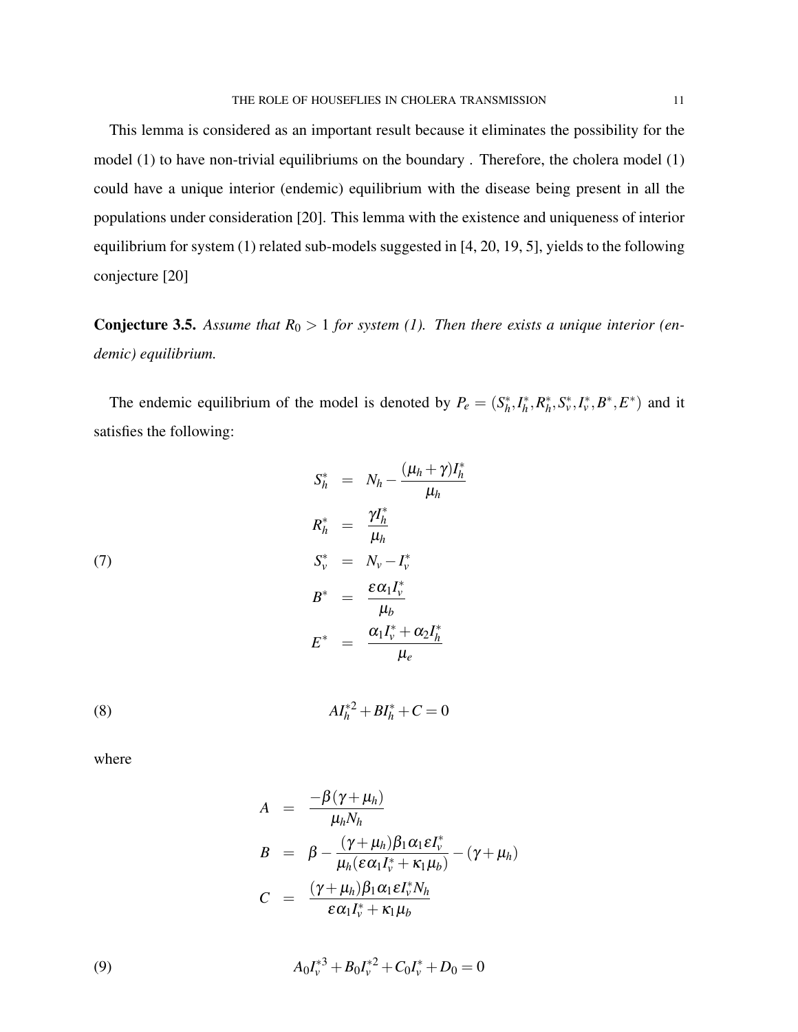This lemma is considered as an important result because it eliminates the possibility for the model (1) to have non-trivial equilibriums on the boundary . Therefore, the cholera model (1) could have a unique interior (endemic) equilibrium with the disease being present in all the populations under consideration [20]. This lemma with the existence and uniqueness of interior equilibrium for system (1) related sub-models suggested in [4, 20, 19, 5], yields to the following conjecture [20]

**Conjecture 3.5.** *Assume that $R_0 > 1$ for system (1). Then there exists a unique interior (endemic) equilibrium.*

The endemic equilibrium of the model is denoted by $P_e = (S_h^*, I_h^*, R_h^*, S_v^*, I_v^*, B^*, E^*)$ and it satisfies the following:

$$
\begin{aligned}
S_h^* &= N_h - \frac{(\mu_h + \gamma) I_h^*}{\mu_h} \\
R_h^* &= \frac{\gamma I_h^*}{\mu_h} \\
S_v^* &= N_v - I_v^* \\
B^* &= \frac{\varepsilon \alpha_1 I_v^*}{\mu_b} \\
E^* &= \frac{\alpha_1 I_v^* + \alpha_2 I_h^*}{\mu_e}
\end{aligned}
\tag{7}
$$

$$
A I_h^{*2} + B I_h^* + C = 0 \tag{8}
$$

where

$$
\begin{aligned}
A &= \frac{-\beta(\gamma + \mu_h)}{\mu_h N_h} \\
B &= \beta - \frac{(\gamma + \mu_h)\beta_1 \alpha_1 \varepsilon I_v^*}{\mu_h(\varepsilon \alpha_1 I_v^* + \kappa_1 \mu_b)} - (\gamma + \mu_h) \\
C &= \frac{(\gamma + \mu_h)\beta_1 \alpha_1 \varepsilon I_v^* N_h}{\varepsilon \alpha_1 I_v^* + \kappa_1 \mu_b}
\end{aligned}
$$

$$
A_0 I_v^{*3} + B_0 I_v^{*2} + C_0 I_v^* + D_0 = 0 \tag{9}
$$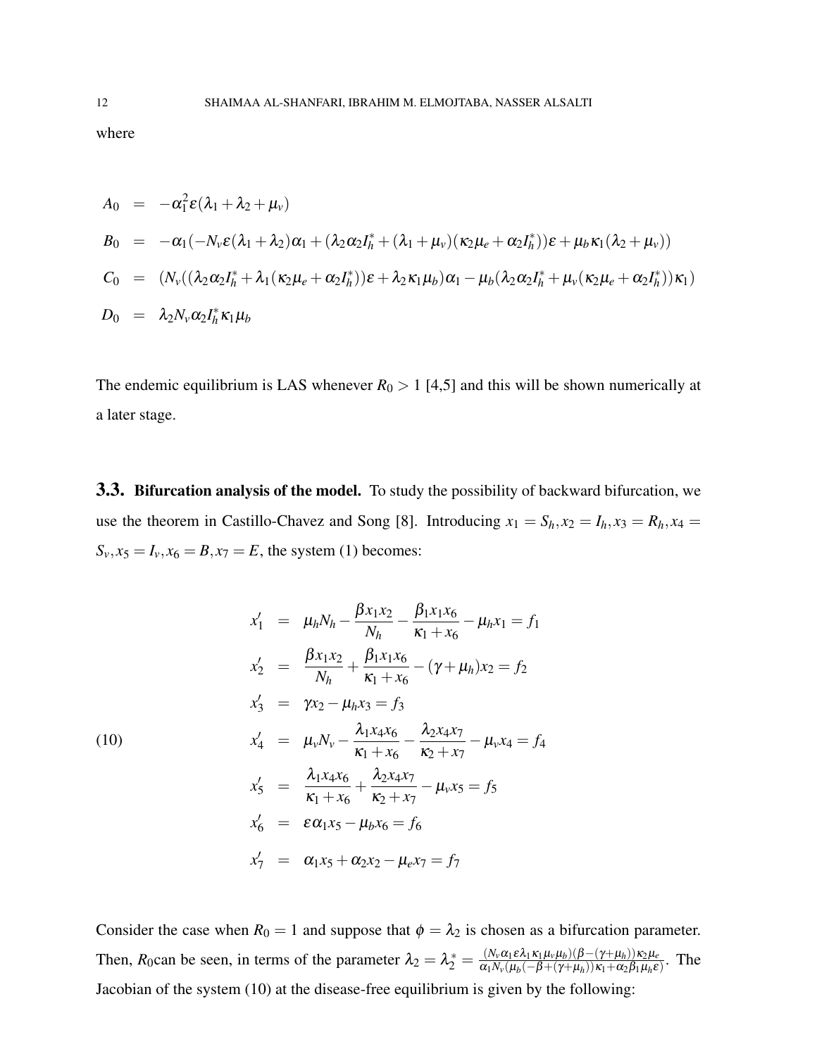where

$$
\begin{aligned}
A_0 &= -\alpha_1^2\varepsilon(\lambda_1+\lambda_2+\mu_v) \\
B_0 &= -\alpha_1(-N_v\varepsilon(\lambda_1+\lambda_2)\alpha_1+(\lambda_2\alpha_2 I_h^*+(\lambda_1+\mu_v)(\kappa_2\mu_e+\alpha_2 I_h^*))\varepsilon+\mu_b\kappa_1(\lambda_2+\mu_v)) \\
C_0 &= (N_v((\lambda_2\alpha_2 I_h^*+\lambda_1(\kappa_2\mu_e+\alpha_2 I_h^*))\varepsilon+\lambda_2\kappa_1\mu_b)\alpha_1-\mu_b(\lambda_2\alpha_2 I_h^*+\mu_v(\kappa_2\mu_e+\alpha_2 I_h^*))\kappa_1) \\
D_0 &= \lambda_2 N_v\alpha_2 I_h^*\kappa_1\mu_b
\end{aligned}
$$

The endemic equilibrium is LAS whenever $R_0 > 1$ [4,5] and this will be shown numerically at a later stage.

### 3.3. Bifurcation analysis of the model.

To study the possibility of backward bifurcation, we use the theorem in Castillo-Chavez and Song [8]. Introducing $x_1 = S_h, x_2 = I_h, x_3 = R_h, x_4 = S_v, x_5 = I_v, x_6 = B, x_7 = E$, the system (1) becomes:

$$
\begin{aligned}
x_1' &= \mu_h N_h - \frac{\beta x_1 x_2}{N_h} - \frac{\beta_1 x_1 x_6}{\kappa_1 + x_6} - \mu_h x_1 = f_1 \\
x_2' &= \frac{\beta x_1 x_2}{N_h} + \frac{\beta_1 x_1 x_6}{\kappa_1 + x_6} - (\gamma + \mu_h) x_2 = f_2 \\
x_3' &= \gamma x_2 - \mu_h x_3 = f_3 \\
x_4' &= \mu_v N_v - \frac{\lambda_1 x_4 x_6}{\kappa_1 + x_6} - \frac{\lambda_2 x_4 x_7}{\kappa_2 + x_7} - \mu_v x_4 = f_4 \\
x_5' &= \frac{\lambda_1 x_4 x_6}{\kappa_1 + x_6} + \frac{\lambda_2 x_4 x_7}{\kappa_2 + x_7} - \mu_v x_5 = f_5 \\
x_6' &= \varepsilon \alpha_1 x_5 - \mu_b x_6 = f_6 \\
x_7' &= \alpha_1 x_5 + \alpha_2 x_2 - \mu_e x_7 = f_7
\end{aligned}
\tag{10}
$$

Consider the case when $R_0 = 1$ and suppose that $\phi = \lambda_2$ is chosen as a bifurcation parameter. Then, $R_0$can be seen, in terms of the parameter $\lambda_2 = \lambda_2^* = \frac{(N_v\alpha_1\varepsilon\lambda_1\kappa_1\mu_v\mu_b)(\beta-(\gamma+\mu_h))\kappa_2\mu_e}{\alpha_1 N_v(\mu_b(-\beta+(\gamma+\mu_h))\kappa_1+\alpha_2\beta_1\mu_h\varepsilon)}$. The Jacobian of the system (10) at the disease-free equilibrium is given by the following: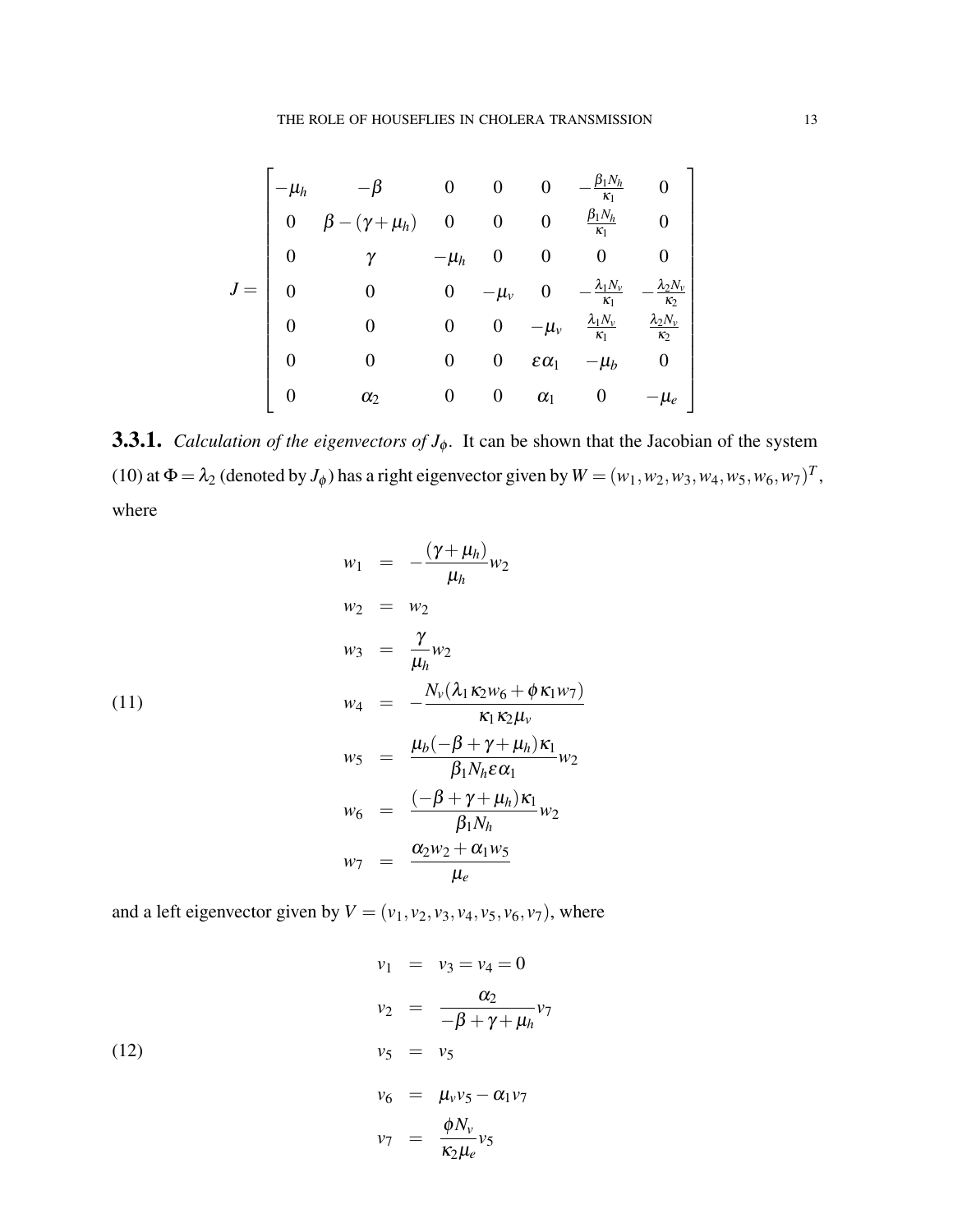$$
J = \begin{bmatrix}
-\mu_h & -\beta & 0 & 0 & 0 & -\frac{\beta_1 N_h}{\kappa_1} & 0 \\
0 & \beta-(\gamma+\mu_h) & 0 & 0 & 0 & \frac{\beta_1 N_h}{\kappa_1} & 0 \\
0 & \gamma & -\mu_h & 0 & 0 & 0 & 0 \\
0 & 0 & 0 & -\mu_v & 0 & -\frac{\lambda_1 N_v}{\kappa_1} & -\frac{\lambda_2 N_v}{\kappa_2} \\
0 & 0 & 0 & 0 & -\mu_v & \frac{\lambda_1 N_v}{\kappa_1} & \frac{\lambda_2 N_v}{\kappa_2} \\
0 & 0 & 0 & 0 & \varepsilon\alpha_1 & -\mu_b & 0 \\
0 & \alpha_2 & 0 & 0 & \alpha_1 & 0 & -\mu_e
\end{bmatrix}
$$

**3.3.1.** *Calculation of the eigenvectors of $J_\phi$.* It can be shown that the Jacobian of the system (10) at $\Phi = \lambda_2$ (denoted by $J_\phi$) has a right eigenvector given by $W = (w_1, w_2, w_3, w_4, w_5, w_6, w_7)^T$, where

$$
\begin{aligned}
w_1 &= -\frac{(\gamma+\mu_h)}{\mu_h} w_2 \\
w_2 &= w_2 \\
w_3 &= \frac{\gamma}{\mu_h} w_2 \\
w_4 &= -\frac{N_v(\lambda_1 \kappa_2 w_6 + \phi \kappa_1 w_7)}{\kappa_1 \kappa_2 \mu_v} \\
w_5 &= \frac{\mu_b(-\beta+\gamma+\mu_h)\kappa_1}{\beta_1 N_h \varepsilon \alpha_1} w_2 \\
w_6 &= \frac{(-\beta+\gamma+\mu_h)\kappa_1}{\beta_1 N_h} w_2 \\
w_7 &= \frac{\alpha_2 w_2 + \alpha_1 w_5}{\mu_e}
\end{aligned}
\tag{11}
$$

and a left eigenvector given by $V = (v_1, v_2, v_3, v_4, v_5, v_6, v_7)$, where

$$
\begin{aligned}
v_1 &= v_3 = v_4 = 0 \\
v_2 &= \frac{\alpha_2}{-\beta+\gamma+\mu_h} v_7 \\
v_5 &= v_5 \\
v_6 &= \mu_v v_5 - \alpha_1 v_7 \\
v_7 &= \frac{\phi N_v}{\kappa_2 \mu_e} v_5
\end{aligned}
\tag{12}
$$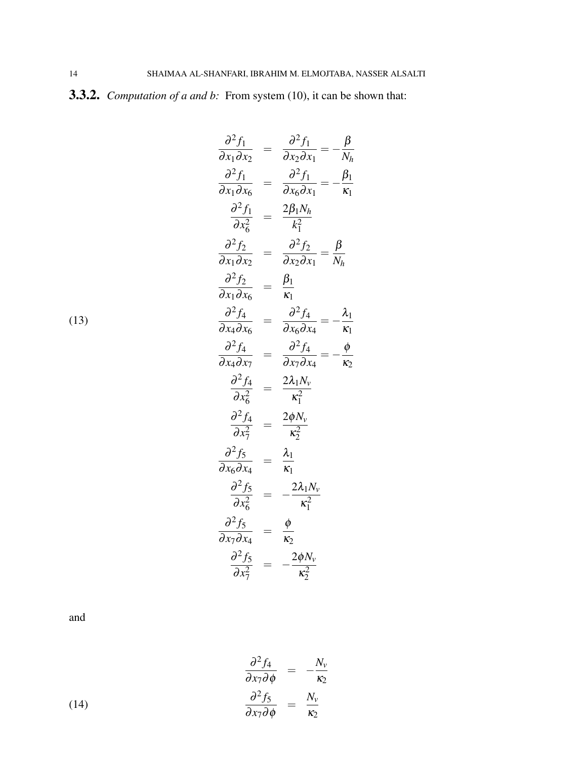**3.3.2.** *Computation of a and b:* From system (10), it can be shown that:

$$
\begin{aligned}
\frac{\partial^2 f_1}{\partial x_1 \partial x_2} &= \frac{\partial^2 f_1}{\partial x_2 \partial x_1} = -\frac{\beta}{N_h} \\
\frac{\partial^2 f_1}{\partial x_1 \partial x_6} &= \frac{\partial^2 f_1}{\partial x_6 \partial x_1} = -\frac{\beta_1}{\kappa_1} \\
\frac{\partial^2 f_1}{\partial x_6^2} &= \frac{2\beta_1 N_h}{k_1^2} \\
\frac{\partial^2 f_2}{\partial x_1 \partial x_2} &= \frac{\partial^2 f_2}{\partial x_2 \partial x_1} = \frac{\beta}{N_h} \\
\frac{\partial^2 f_2}{\partial x_1 \partial x_6} &= \frac{\beta_1}{\kappa_1} \\
\frac{\partial^2 f_4}{\partial x_4 \partial x_6} &= \frac{\partial^2 f_4}{\partial x_6 \partial x_4} = -\frac{\lambda_1}{\kappa_1} \\
\frac{\partial^2 f_4}{\partial x_4 \partial x_7} &= \frac{\partial^2 f_4}{\partial x_7 \partial x_4} = -\frac{\phi}{\kappa_2} \\
\frac{\partial^2 f_4}{\partial x_6^2} &= \frac{2\lambda_1 N_v}{\kappa_1^2} \\
\frac{\partial^2 f_4}{\partial x_7^2} &= \frac{2\phi N_v}{\kappa_2^2} \\
\frac{\partial^2 f_5}{\partial x_6 \partial x_4} &= \frac{\lambda_1}{\kappa_1} \\
\frac{\partial^2 f_5}{\partial x_6^2} &= -\frac{2\lambda_1 N_v}{\kappa_1^2} \\
\frac{\partial^2 f_5}{\partial x_7 \partial x_4} &= \frac{\phi}{\kappa_2} \\
\frac{\partial^2 f_5}{\partial x_7^2} &= -\frac{2\phi N_v}{\kappa_2^2}
\end{aligned}
\tag{13}
$$

and

$$
\begin{aligned}
\frac{\partial^2 f_4}{\partial x_7 \partial \phi} &= -\frac{N_v}{\kappa_2} \\
\frac{\partial^2 f_5}{\partial x_7 \partial \phi} &= \frac{N_v}{\kappa_2}
\end{aligned}
\tag{14}
$$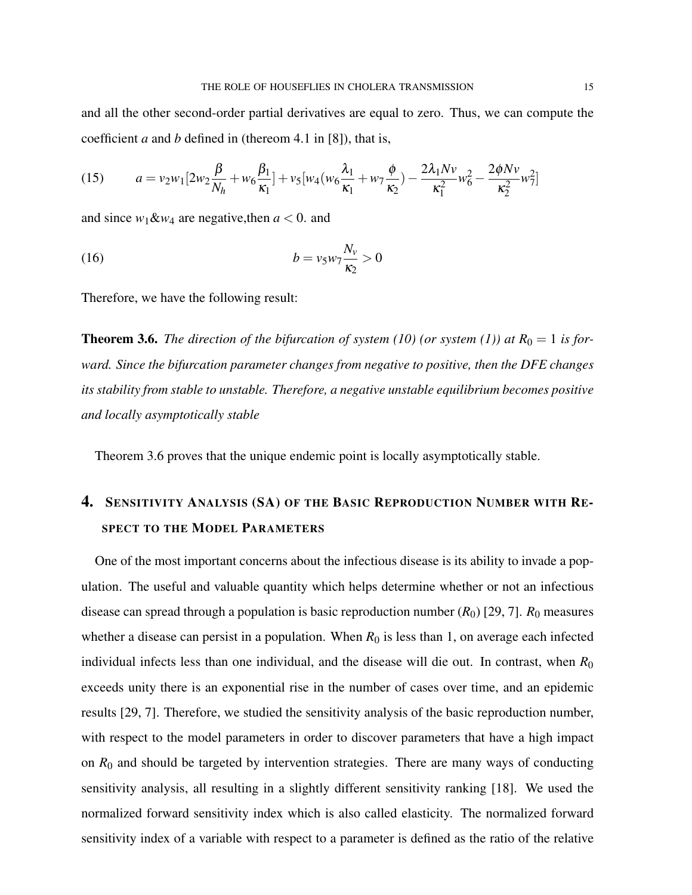and all the other second-order partial derivatives are equal to zero. Thus, we can compute the coefficient $a$ and $b$ defined in (thereom 4.1 in [8]), that is,

$$a = v_2 w_1 [2w_2 \frac{\beta}{N_h} + w_6 \frac{\beta_1}{\kappa_1}] + v_5 [w_4 (w_6 \frac{\lambda_1}{\kappa_1} + w_7 \frac{\phi}{\kappa_2}) - \frac{2\lambda_1 N v}{\kappa_1^2} w_6^2 - \frac{2\phi N v}{\kappa_2^2} w_7^2] \tag{15}$$

and since $w_1 \& w_4$ are negative,then $a < 0$. and

$$b = v_5 w_7 \frac{N_v}{\kappa_2} > 0 \tag{16}$$

Therefore, we have the following result:

**Theorem 3.6.** *The direction of the bifurcation of system (10) (or system (1)) at $R_0 = 1$ is forward. Since the bifurcation parameter changes from negative to positive, then the DFE changes its stability from stable to unstable. Therefore, a negative unstable equilibrium becomes positive and locally asymptotically stable*

Theorem 3.6 proves that the unique endemic point is locally asymptotically stable.

## 4. Sensitivity Analysis (SA) of the Basic Reproduction Number with Respect to the Model Parameters

One of the most important concerns about the infectious disease is its ability to invade a population. The useful and valuable quantity which helps determine whether or not an infectious disease can spread through a population is basic reproduction number ($R_0$) [29, 7]. $R_0$ measures whether a disease can persist in a population. When $R_0$ is less than 1, on average each infected individual infects less than one individual, and the disease will die out. In contrast, when $R_0$ exceeds unity there is an exponential rise in the number of cases over time, and an epidemic results [29, 7]. Therefore, we studied the sensitivity analysis of the basic reproduction number, with respect to the model parameters in order to discover parameters that have a high impact on $R_0$ and should be targeted by intervention strategies. There are many ways of conducting sensitivity analysis, all resulting in a slightly different sensitivity ranking [18]. We used the normalized forward sensitivity index which is also called elasticity. The normalized forward sensitivity index of a variable with respect to a parameter is defined as the ratio of the relative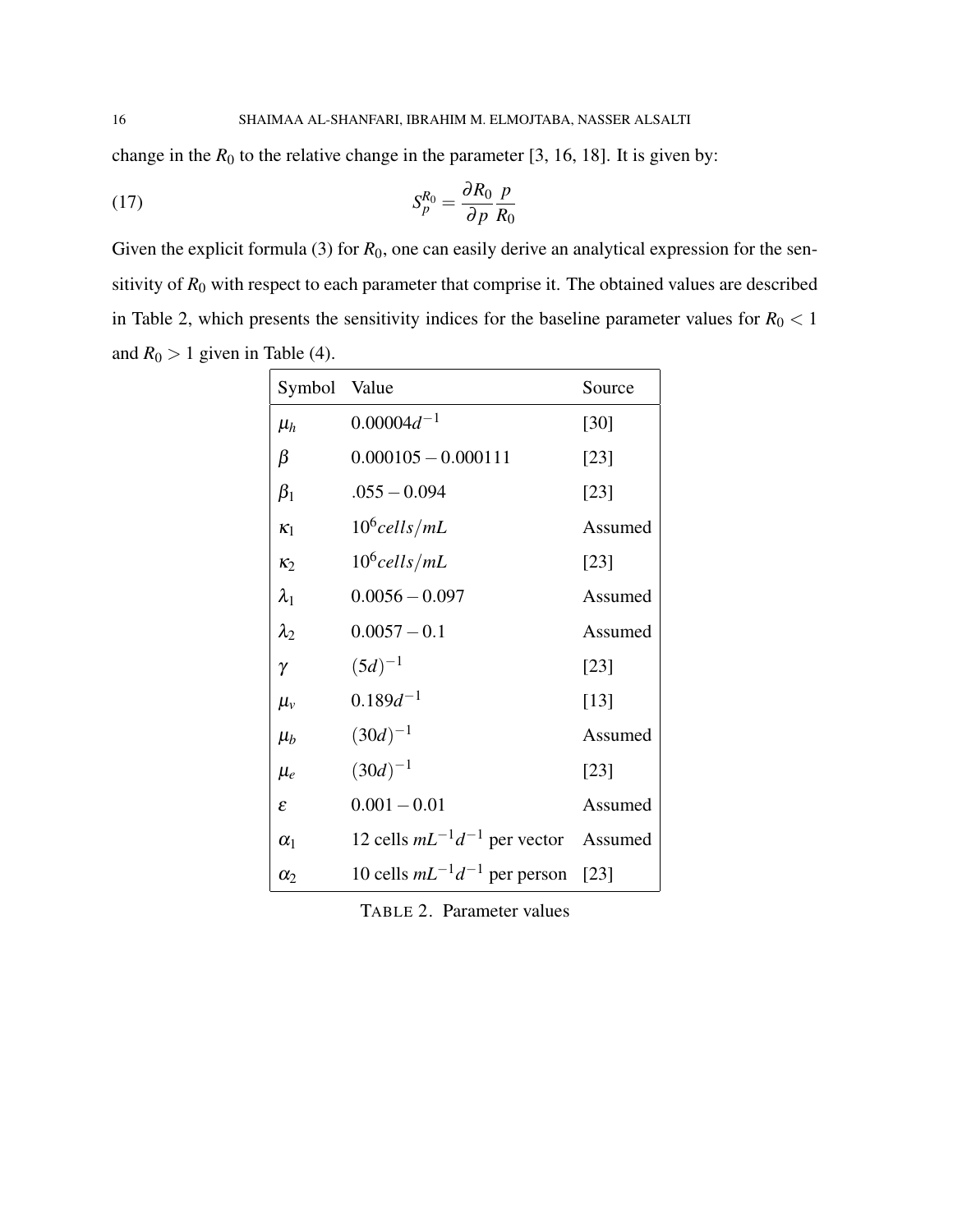change in the $R_0$ to the relative change in the parameter [3, 16, 18]. It is given by:

$$S_p^{R_0} = \frac{\partial R_0}{\partial p} \frac{p}{R_0} \tag{17}$$

Given the explicit formula (3) for $R_0$, one can easily derive an analytical expression for the sensitivity of $R_0$ with respect to each parameter that comprise it. The obtained values are described in Table 2, which presents the sensitivity indices for the baseline parameter values for $R_0 < 1$ and $R_0 > 1$ given in Table (4).

| Symbol | Value | Source |
|---|---|---|
| $\mu_h$ | $0.00004d^{-1}$ | [30] |
| $\beta$ | $0.000105 - 0.000111$ | [23] |
| $\beta_1$ | $.055 - 0.094$ | [23] |
| $\kappa_1$ | $10^6 cells/mL$ | Assumed |
| $\kappa_2$ | $10^6 cells/mL$ | [23] |
| $\lambda_1$ | $0.0056 - 0.097$ | Assumed |
| $\lambda_2$ | $0.0057 - 0.1$ | Assumed |
| $\gamma$ | $(5d)^{-1}$ | [23] |
| $\mu_v$ | $0.189d^{-1}$ | [13] |
| $\mu_b$ | $(30d)^{-1}$ | Assumed |
| $\mu_e$ | $(30d)^{-1}$ | [23] |
| $\varepsilon$ | $0.001 - 0.01$ | Assumed |
| $\alpha_1$ | 12 cells $mL^{-1}d^{-1}$ per vector | Assumed |
| $\alpha_2$ | 10 cells $mL^{-1}d^{-1}$ per person | [23] |

TABLE 2. Parameter values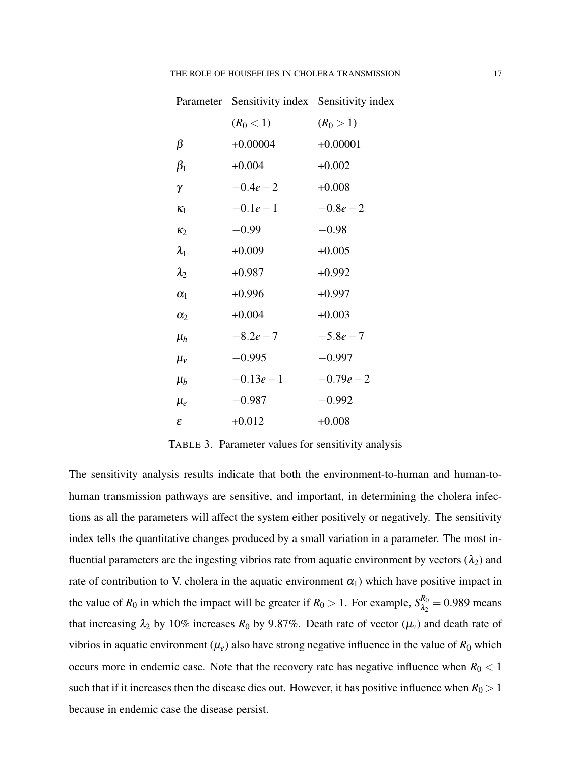| Parameter | Sensitivity index ($R_0 < 1$) | Sensitivity index ($R_0 > 1$) |
|---|---|---|
| $\beta$ | +0.00004 | +0.00001 |
| $\beta_1$ | +0.004 | +0.002 |
| $\gamma$ | $-0.4e-2$ | +0.008 |
| $\kappa_1$ | $-0.1e-1$ | $-0.8e-2$ |
| $\kappa_2$ | $-0.99$ | $-0.98$ |
| $\lambda_1$ | +0.009 | +0.005 |
| $\lambda_2$ | +0.987 | +0.992 |
| $\alpha_1$ | +0.996 | +0.997 |
| $\alpha_2$ | +0.004 | +0.003 |
| $\mu_h$ | $-8.2e-7$ | $-5.8e-7$ |
| $\mu_v$ | $-0.995$ | $-0.997$ |
| $\mu_b$ | $-0.13e-1$ | $-0.79e-2$ |
| $\mu_e$ | $-0.987$ | $-0.992$ |
| $\varepsilon$ | +0.012 | +0.008 |

TABLE 3. Parameter values for sensitivity analysis

The sensitivity analysis results indicate that both the environment-to-human and human-to-human transmission pathways are sensitive, and important, in determining the cholera infections as all the parameters will affect the system either positively or negatively. The sensitivity index tells the quantitative changes produced by a small variation in a parameter. The most influential parameters are the ingesting vibrios rate from aquatic environment by vectors ($\lambda_2$) and rate of contribution to V. cholera in the aquatic environment $\alpha_1$) which have positive impact in the value of $R_0$ in which the impact will be greater if $R_0 > 1$. For example, $S^{R_0}_{\lambda_2} = 0.989$ means that increasing $\lambda_2$ by 10% increases $R_0$ by 9.87%. Death rate of vector ($\mu_v$) and death rate of vibrios in aquatic environment ($\mu_e$) also have strong negative influence in the value of $R_0$ which occurs more in endemic case. Note that the recovery rate has negative influence when $R_0 < 1$ such that if it increases then the disease dies out. However, it has positive influence when $R_0 > 1$ because in endemic case the disease persist.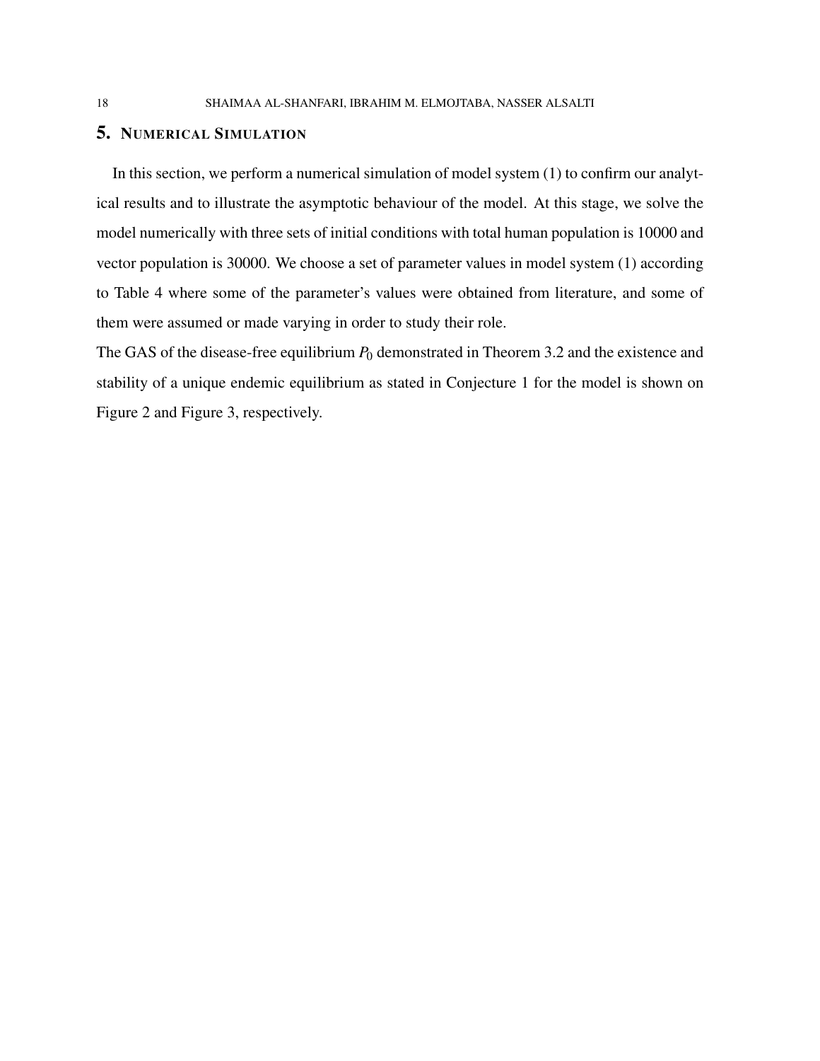## 5. Numerical Simulation

In this section, we perform a numerical simulation of model system (1) to confirm our analytical results and to illustrate the asymptotic behaviour of the model. At this stage, we solve the model numerically with three sets of initial conditions with total human population is 10000 and vector population is 30000. We choose a set of parameter values in model system (1) according to Table 4 where some of the parameter's values were obtained from literature, and some of them were assumed or made varying in order to study their role.

The GAS of the disease-free equilibrium $P_0$ demonstrated in Theorem 3.2 and the existence and stability of a unique endemic equilibrium as stated in Conjecture 1 for the model is shown on Figure 2 and Figure 3, respectively.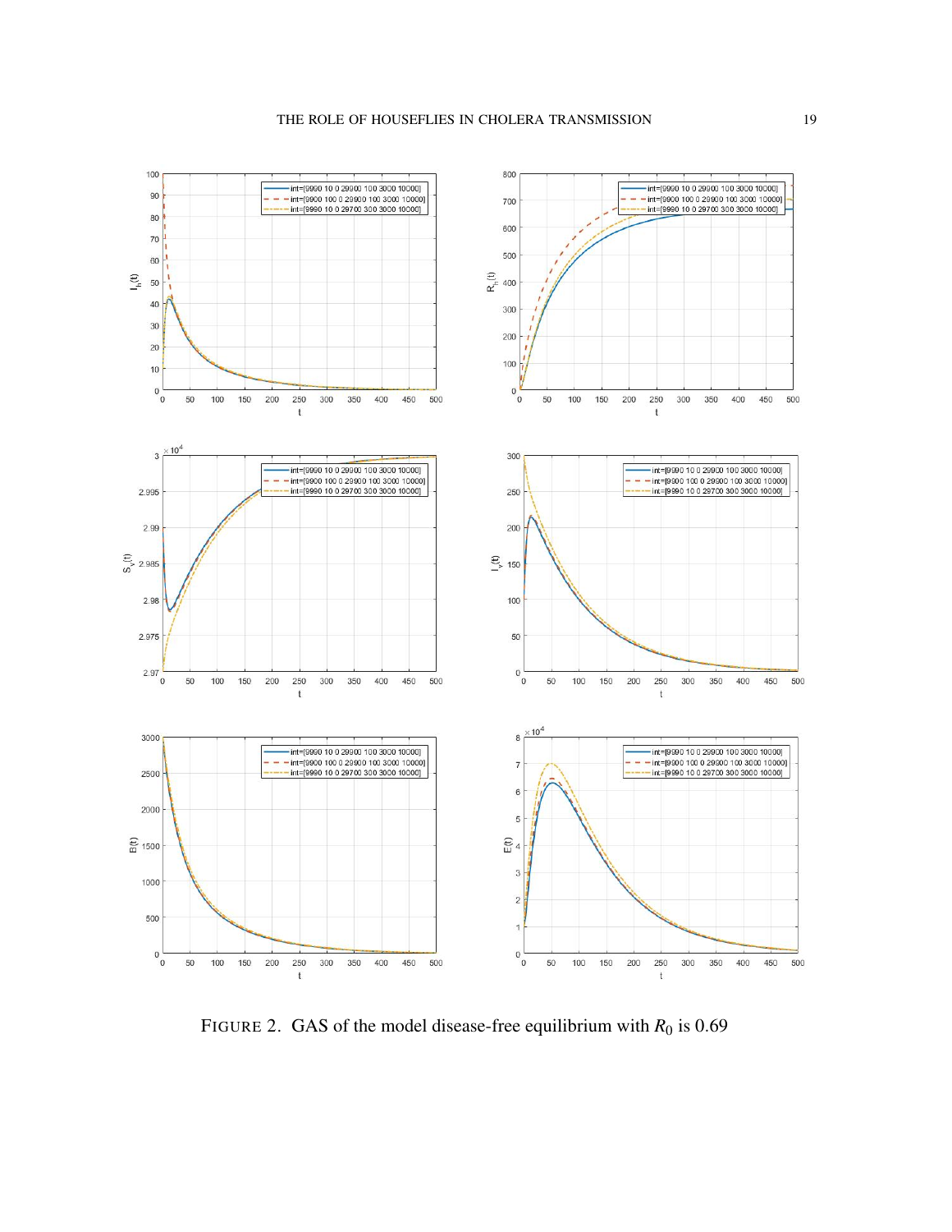FIGURE 2. GAS of the model disease-free equilibrium with $R_0$ is 0.69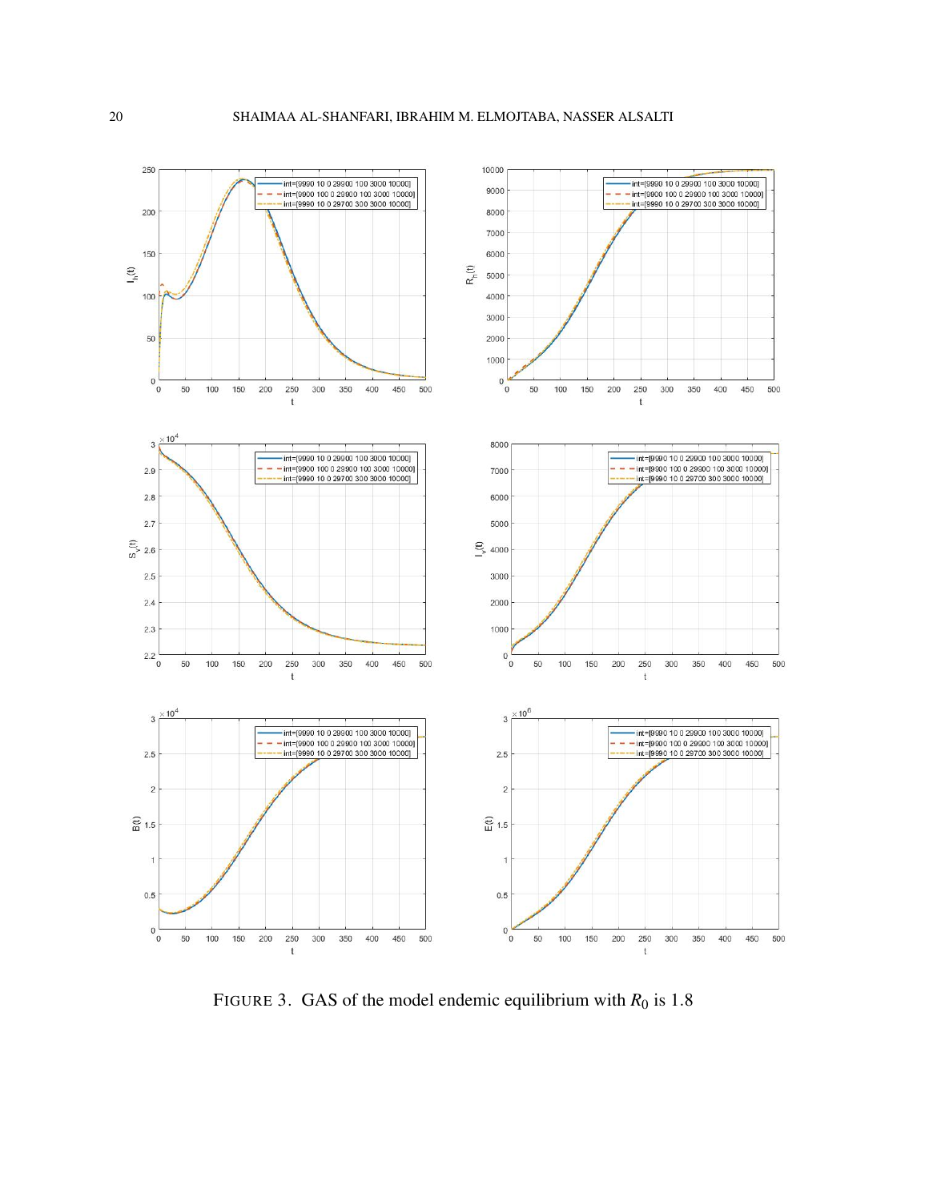FIGURE 3. GAS of the model endemic equilibrium with $R_0$ is 1.8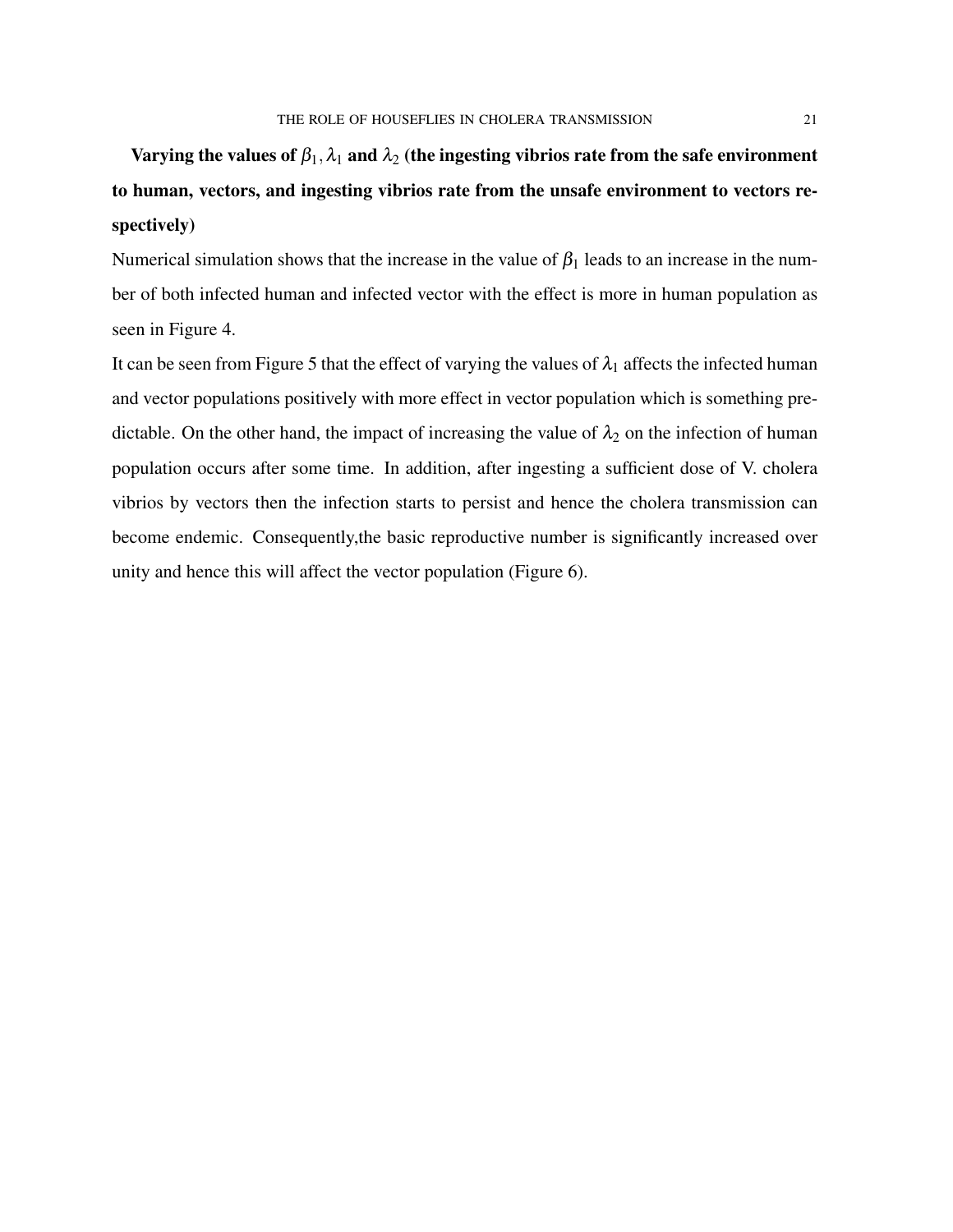**Varying the values of $\beta_1, \lambda_1$ and $\lambda_2$ (the ingesting vibrios rate from the safe environment to human, vectors, and ingesting vibrios rate from the unsafe environment to vectors respectively)**

Numerical simulation shows that the increase in the value of $\beta_1$ leads to an increase in the number of both infected human and infected vector with the effect is more in human population as seen in Figure 4.

It can be seen from Figure 5 that the effect of varying the values of $\lambda_1$ affects the infected human and vector populations positively with more effect in vector population which is something predictable. On the other hand, the impact of increasing the value of $\lambda_2$ on the infection of human population occurs after some time. In addition, after ingesting a sufficient dose of V. cholera vibrios by vectors then the infection starts to persist and hence the cholera transmission can become endemic. Consequently,the basic reproductive number is significantly increased over unity and hence this will affect the vector population (Figure 6).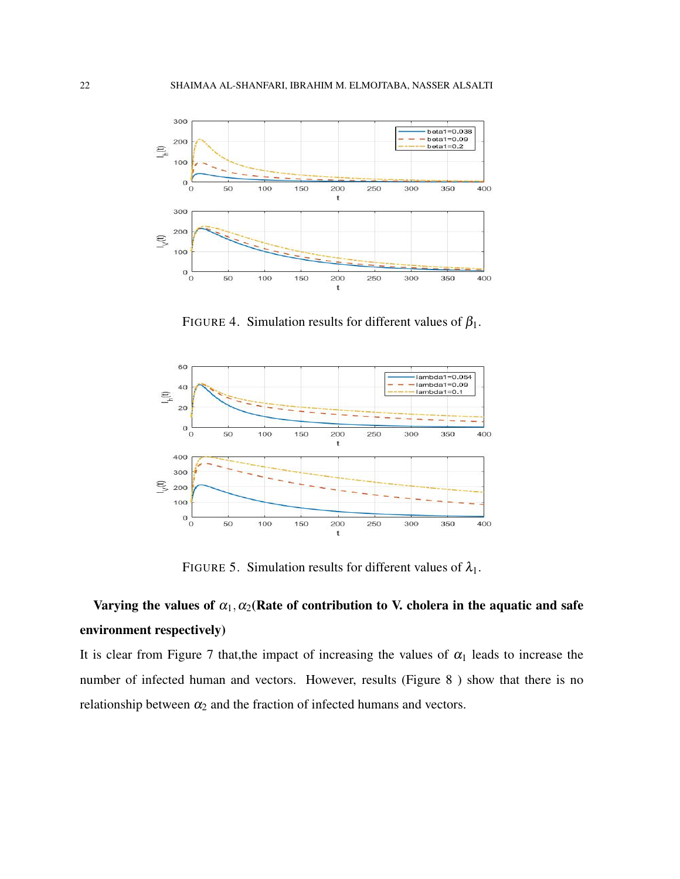FIGURE 4. Simulation results for different values of $\beta_1$.

FIGURE 5. Simulation results for different values of $\lambda_1$.

**Varying the values of $\alpha_1, \alpha_2$(Rate of contribution to V. cholera in the aquatic and safe environment respectively)**

It is clear from Figure 7 that,the impact of increasing the values of $\alpha_1$ leads to increase the number of infected human and vectors. However, results (Figure 8 ) show that there is no relationship between $\alpha_2$ and the fraction of infected humans and vectors.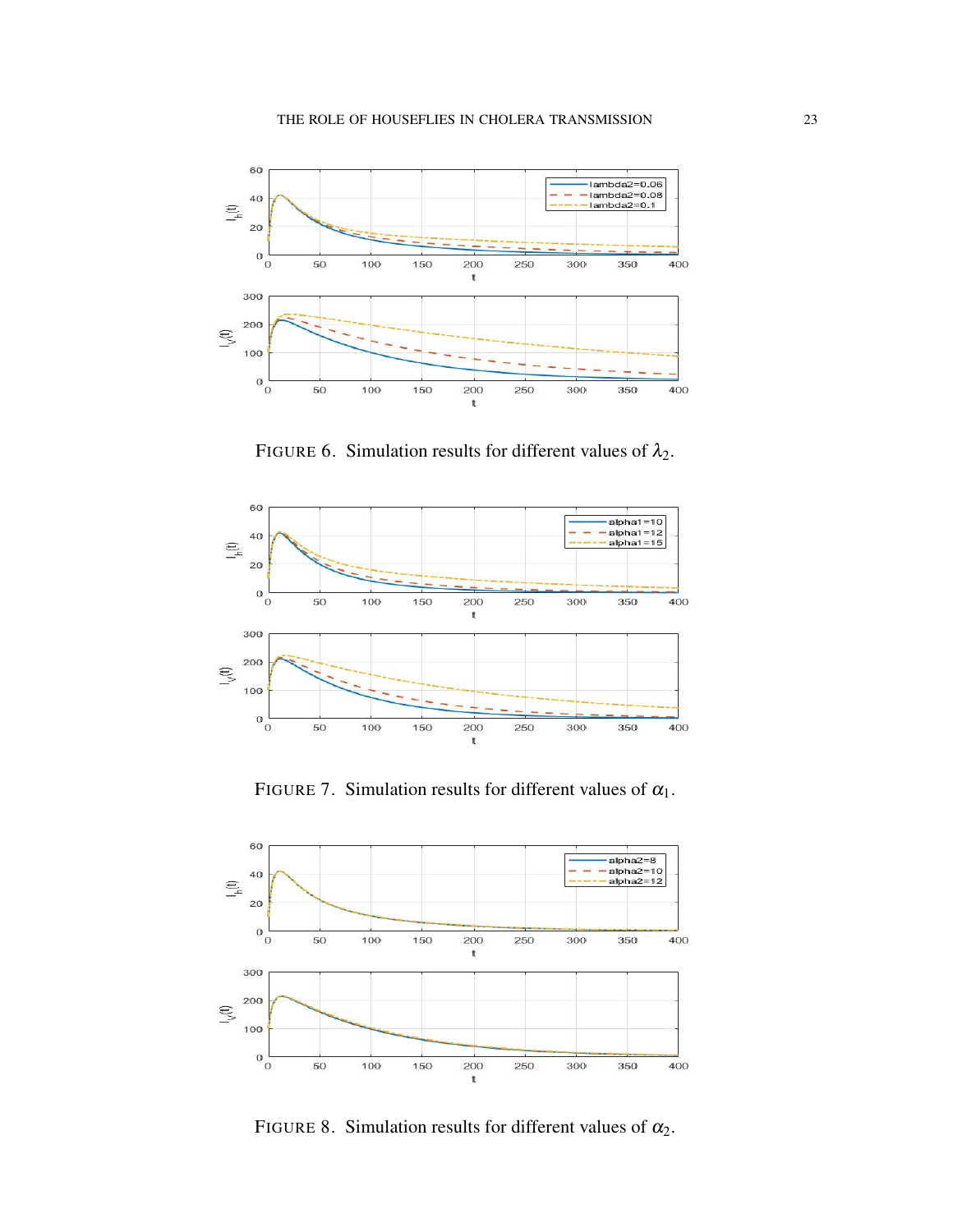FIGURE 6. Simulation results for different values of $\lambda_2$.

FIGURE 7. Simulation results for different values of $\alpha_1$.

FIGURE 8. Simulation results for different values of $\alpha_2$.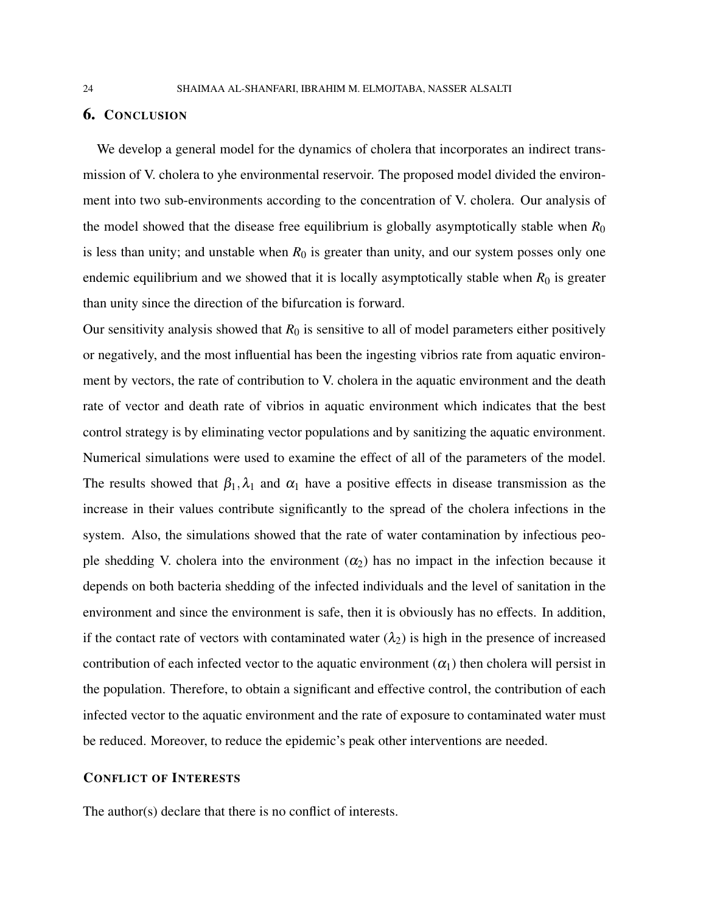## 6. Conclusion

We develop a general model for the dynamics of cholera that incorporates an indirect transmission of V. cholera to yhe environmental reservoir. The proposed model divided the environment into two sub-environments according to the concentration of V. cholera. Our analysis of the model showed that the disease free equilibrium is globally asymptotically stable when $R_0$ is less than unity; and unstable when $R_0$ is greater than unity, and our system posses only one endemic equilibrium and we showed that it is locally asymptotically stable when $R_0$ is greater than unity since the direction of the bifurcation is forward.

Our sensitivity analysis showed that $R_0$ is sensitive to all of model parameters either positively or negatively, and the most influential has been the ingesting vibrios rate from aquatic environment by vectors, the rate of contribution to V. cholera in the aquatic environment and the death rate of vector and death rate of vibrios in aquatic environment which indicates that the best control strategy is by eliminating vector populations and by sanitizing the aquatic environment. Numerical simulations were used to examine the effect of all of the parameters of the model. The results showed that $\beta_1, \lambda_1$ and $\alpha_1$ have a positive effects in disease transmission as the increase in their values contribute significantly to the spread of the cholera infections in the system. Also, the simulations showed that the rate of water contamination by infectious people shedding V. cholera into the environment ($\alpha_2$) has no impact in the infection because it depends on both bacteria shedding of the infected individuals and the level of sanitation in the environment and since the environment is safe, then it is obviously has no effects. In addition, if the contact rate of vectors with contaminated water ($\lambda_2$) is high in the presence of increased contribution of each infected vector to the aquatic environment ($\alpha_1$) then cholera will persist in the population. Therefore, to obtain a significant and effective control, the contribution of each infected vector to the aquatic environment and the rate of exposure to contaminated water must be reduced. Moreover, to reduce the epidemic's peak other interventions are needed.

## Conflict of Interests

The author(s) declare that there is no conflict of interests.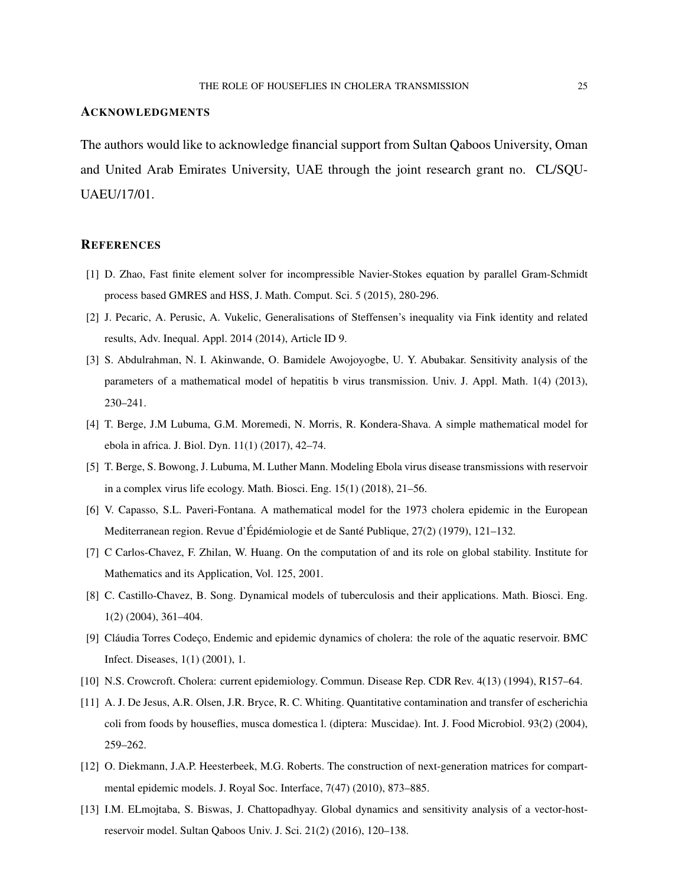## ACKNOWLEDGMENTS

The authors would like to acknowledge financial support from Sultan Qaboos University, Oman and United Arab Emirates University, UAE through the joint research grant no. CL/SQU-UAEU/17/01.

## REFERENCES

[1] D. Zhao, Fast finite element solver for incompressible Navier-Stokes equation by parallel Gram-Schmidt process based GMRES and HSS, J. Math. Comput. Sci. 5 (2015), 280-296.

[2] J. Pecaric, A. Perusic, A. Vukelic, Generalisations of Steffensen's inequality via Fink identity and related results, Adv. Inequal. Appl. 2014 (2014), Article ID 9.

[3] S. Abdulrahman, N. I. Akinwande, O. Bamidele Awojoyogbe, U. Y. Abubakar. Sensitivity analysis of the parameters of a mathematical model of hepatitis b virus transmission. Univ. J. Appl. Math. 1(4) (2013), 230–241.

[4] T. Berge, J.M Lubuma, G.M. Moremedi, N. Morris, R. Kondera-Shava. A simple mathematical model for ebola in africa. J. Biol. Dyn. 11(1) (2017), 42–74.

[5] T. Berge, S. Bowong, J. Lubuma, M. Luther Mann. Modeling Ebola virus disease transmissions with reservoir in a complex virus life ecology. Math. Biosci. Eng. 15(1) (2018), 21–56.

[6] V. Capasso, S.L. Paveri-Fontana. A mathematical model for the 1973 cholera epidemic in the European Mediterranean region. Revue d'Épidémiologie et de Santé Publique, 27(2) (1979), 121–132.

[7] C Carlos-Chavez, F. Zhilan, W. Huang. On the computation of and its role on global stability. Institute for Mathematics and its Application, Vol. 125, 2001.

[8] C. Castillo-Chavez, B. Song. Dynamical models of tuberculosis and their applications. Math. Biosci. Eng. 1(2) (2004), 361–404.

[9] Cláudia Torres Codeço, Endemic and epidemic dynamics of cholera: the role of the aquatic reservoir. BMC Infect. Diseases, 1(1) (2001), 1.

[10] N.S. Crowcroft. Cholera: current epidemiology. Commun. Disease Rep. CDR Rev. 4(13) (1994), R157–64.

[11] A. J. De Jesus, A.R. Olsen, J.R. Bryce, R. C. Whiting. Quantitative contamination and transfer of escherichia coli from foods by houseflies, musca domestica l. (diptera: Muscidae). Int. J. Food Microbiol. 93(2) (2004), 259–262.

[12] O. Diekmann, J.A.P. Heesterbeek, M.G. Roberts. The construction of next-generation matrices for compartmental epidemic models. J. Royal Soc. Interface, 7(47) (2010), 873–885.

[13] I.M. ELmojtaba, S. Biswas, J. Chattopadhyay. Global dynamics and sensitivity analysis of a vector-host-reservoir model. Sultan Qaboos Univ. J. Sci. 21(2) (2016), 120–138.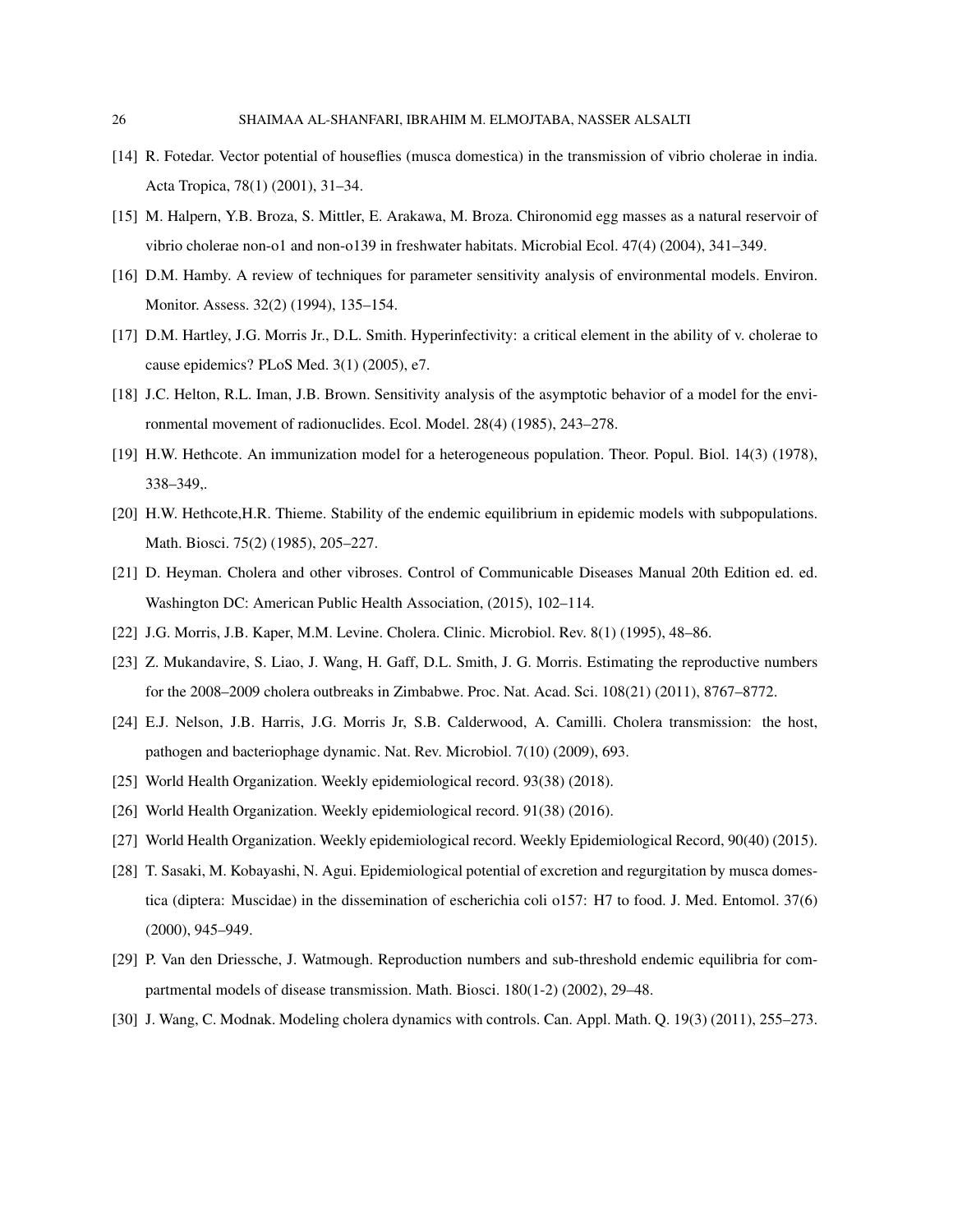[14] R. Fotedar. Vector potential of houseflies (musca domestica) in the transmission of vibrio cholerae in india. Acta Tropica, 78(1) (2001), 31–34.

[15] M. Halpern, Y.B. Broza, S. Mittler, E. Arakawa, M. Broza. Chironomid egg masses as a natural reservoir of vibrio cholerae non-o1 and non-o139 in freshwater habitats. Microbial Ecol. 47(4) (2004), 341–349.

[16] D.M. Hamby. A review of techniques for parameter sensitivity analysis of environmental models. Environ. Monitor. Assess. 32(2) (1994), 135–154.

[17] D.M. Hartley, J.G. Morris Jr., D.L. Smith. Hyperinfectivity: a critical element in the ability of v. cholerae to cause epidemics? PLoS Med. 3(1) (2005), e7.

[18] J.C. Helton, R.L. Iman, J.B. Brown. Sensitivity analysis of the asymptotic behavior of a model for the environmental movement of radionuclides. Ecol. Model. 28(4) (1985), 243–278.

[19] H.W. Hethcote. An immunization model for a heterogeneous population. Theor. Popul. Biol. 14(3) (1978), 338–349,.

[20] H.W. Hethcote,H.R. Thieme. Stability of the endemic equilibrium in epidemic models with subpopulations. Math. Biosci. 75(2) (1985), 205–227.

[21] D. Heyman. Cholera and other vibroses. Control of Communicable Diseases Manual 20th Edition ed. ed. Washington DC: American Public Health Association, (2015), 102–114.

[22] J.G. Morris, J.B. Kaper, M.M. Levine. Cholera. Clinic. Microbiol. Rev. 8(1) (1995), 48–86.

[23] Z. Mukandavire, S. Liao, J. Wang, H. Gaff, D.L. Smith, J. G. Morris. Estimating the reproductive numbers for the 2008–2009 cholera outbreaks in Zimbabwe. Proc. Nat. Acad. Sci. 108(21) (2011), 8767–8772.

[24] E.J. Nelson, J.B. Harris, J.G. Morris Jr, S.B. Calderwood, A. Camilli. Cholera transmission: the host, pathogen and bacteriophage dynamic. Nat. Rev. Microbiol. 7(10) (2009), 693.

[25] World Health Organization. Weekly epidemiological record. 93(38) (2018).

[26] World Health Organization. Weekly epidemiological record. 91(38) (2016).

[27] World Health Organization. Weekly epidemiological record. Weekly Epidemiological Record, 90(40) (2015).

[28] T. Sasaki, M. Kobayashi, N. Agui. Epidemiological potential of excretion and regurgitation by musca domestica (diptera: Muscidae) in the dissemination of escherichia coli o157: H7 to food. J. Med. Entomol. 37(6) (2000), 945–949.

[29] P. Van den Driessche, J. Watmough. Reproduction numbers and sub-threshold endemic equilibria for compartmental models of disease transmission. Math. Biosci. 180(1-2) (2002), 29–48.

[30] J. Wang, C. Modnak. Modeling cholera dynamics with controls. Can. Appl. Math. Q. 19(3) (2011), 255–273.